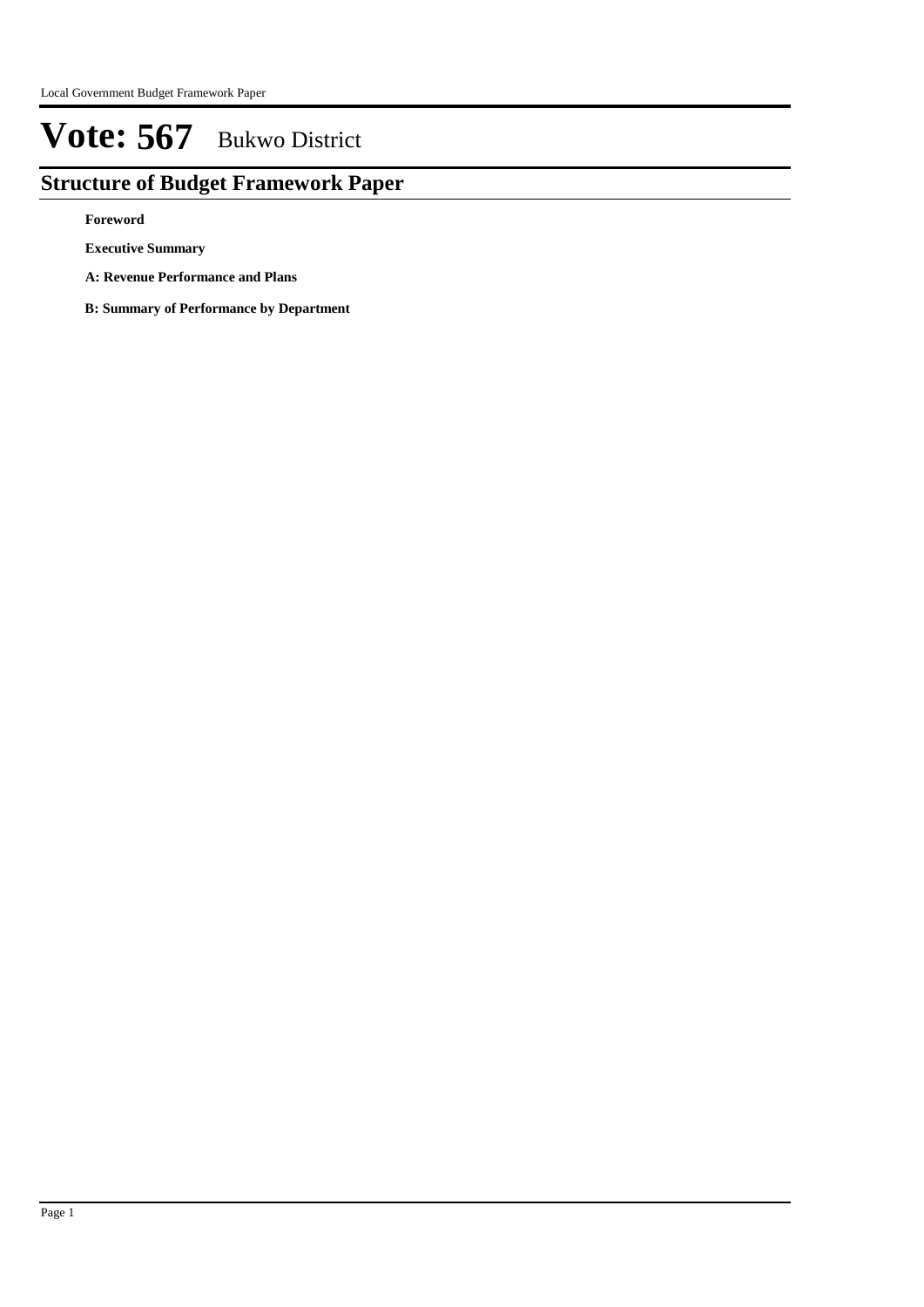# Vote: 567 Bukwo District

## Structure of Budget Framework Paper

**Foreword**

**Executive Summary**

**A: Revenue Performance and Plans**

**B: Summary of Performance by Department**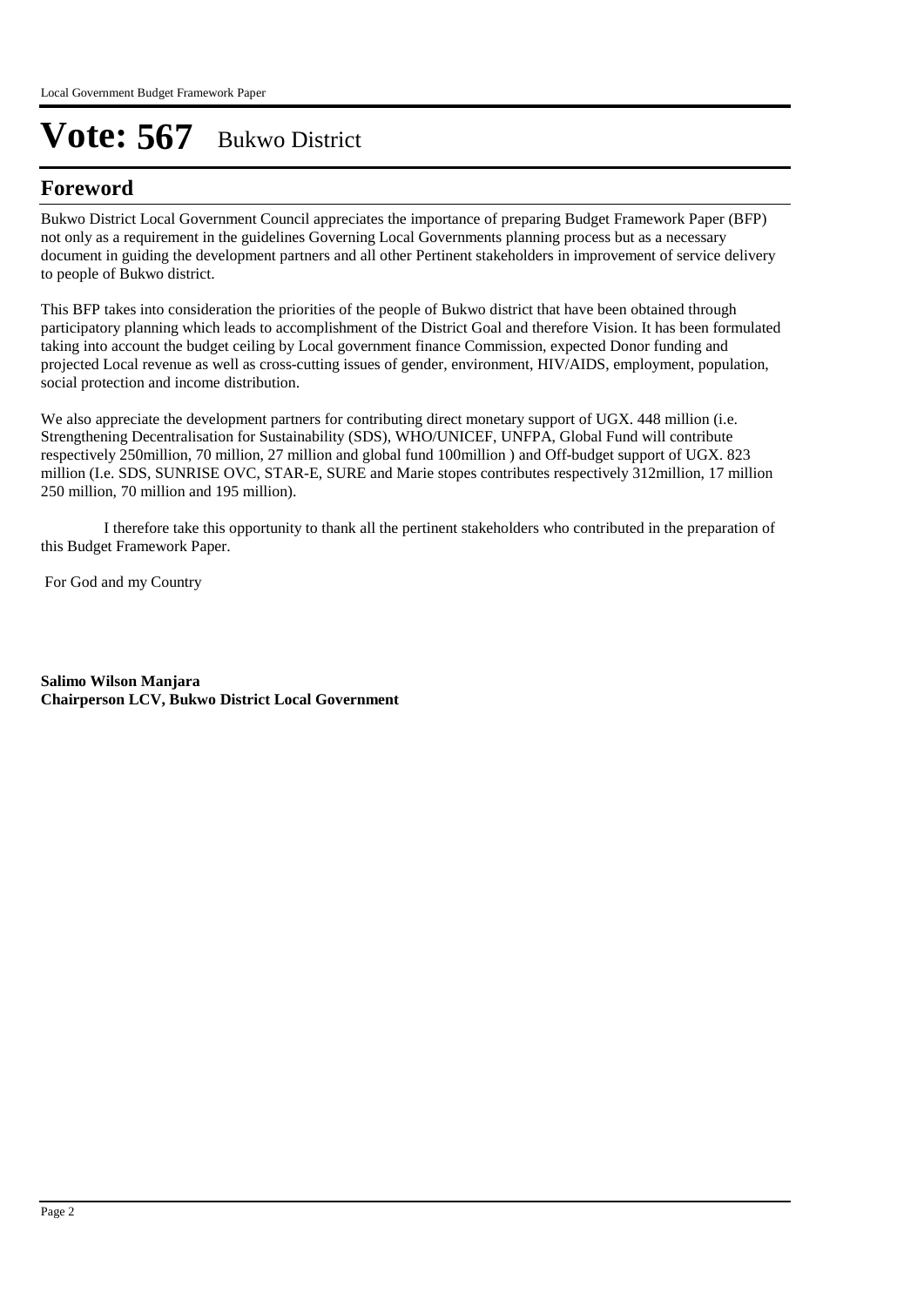# Vote: 567 Bukwo District

## Foreword

Bukwo District Local Government Council appreciates the importance of preparing Budget Framework Paper (BFP) not only as a requirement in the guidelines Governing Local Governments planning process but as a necessary document in guiding the development partners and all other Pertinent stakeholders in improvement of service delivery to people of Bukwo district.

This BFP takes into consideration the priorities of the people of Bukwo district that have been obtained through participatory planning which leads to accomplishment of the District Goal and therefore Vision. It has been formulated taking into account the budget ceiling by Local government finance Commission, expected Donor funding and projected Local revenue as well as cross-cutting issues of gender, environment, HIV/AIDS, employment, population, social protection and income distribution.

We also appreciate the development partners for contributing direct monetary support of UGX. 448 million (i.e. Strengthening Decentralisation for Sustainability (SDS), WHO/UNICEF, UNFPA, Global Fund will contribute respectively 250million, 70 million, 27 million and global fund 100million ) and Off-budget support of UGX. 823 million (I.e. SDS, SUNRISE OVC, STAR-E, SURE and Marie stopes contributes respectively 312million, 17 million 250 million, 70 million and 195 million).

I therefore take this opportunity to thank all the pertinent stakeholders who contributed in the preparation of this Budget Framework Paper.

For God and my Country

**Salimo Wilson Manjara**
**Chairperson LCV, Bukwo District Local Government**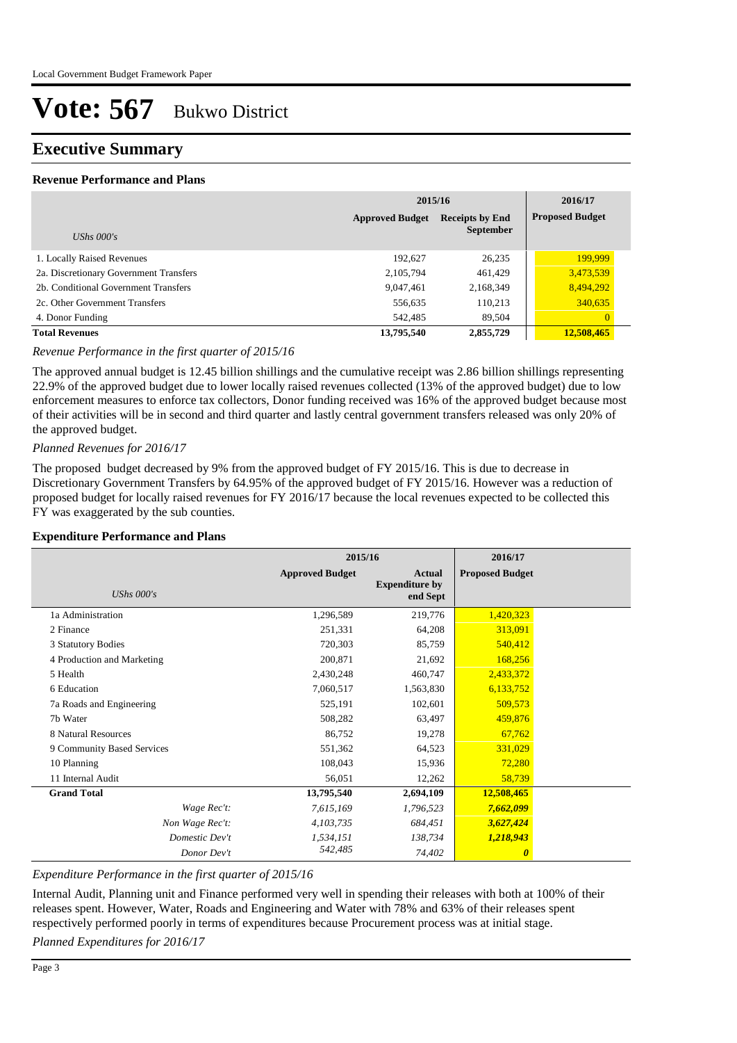# Vote: 567 Bukwo District

## Executive Summary

### Revenue Performance and Plans

| UShs 000's | 2015/16 | | 2016/17 |
|---|---|---|---|
| | Approved Budget | Receipts by End September | Proposed Budget |
| 1. Locally Raised Revenues | 192,627 | 26,235 | 199,999 |
| 2a. Discretionary Government Transfers | 2,105,794 | 461,429 | 3,473,539 |
| 2b. Conditional Government Transfers | 9,047,461 | 2,168,349 | 8,494,292 |
| 2c. Other Government Transfers | 556,635 | 110,213 | 340,635 |
| 4. Donor Funding | 542,485 | 89,504 | 0 |
| **Total Revenues** | **13,795,540** | **2,855,729** | **12,508,465** |

*Revenue Performance in the first quarter of 2015/16*

The approved annual budget is 12.45 billion shillings and the cumulative receipt was 2.86 billion shillings representing 22.9% of the approved budget due to lower locally raised revenues collected (13% of the approved budget) due to low enforcement measures to enforce tax collectors, Donor funding received was 16% of the approved budget because most of their activities will be in second and third quarter and lastly central government transfers released was only 20% of the approved budget.

*Planned Revenues for 2016/17*

The proposed budget decreased by 9% from the approved budget of FY 2015/16. This is due to decrease in Discretionary Government Transfers by 64.95% of the approved budget of FY 2015/16. However was a reduction of proposed budget for locally raised revenues for FY 2016/17 because the local revenues expected to be collected this FY was exaggerated by the sub counties.

### Expenditure Performance and Plans

| UShs 000's | 2015/16 | | 2016/17 |
|---|---|---|---|
| | Approved Budget | Actual Expenditure by end Sept | Proposed Budget |
| 1a Administration | 1,296,589 | 219,776 | 1,420,323 |
| 2 Finance | 251,331 | 64,208 | 313,091 |
| 3 Statutory Bodies | 720,303 | 85,759 | 540,412 |
| 4 Production and Marketing | 200,871 | 21,692 | 168,256 |
| 5 Health | 2,430,248 | 460,747 | 2,433,372 |
| 6 Education | 7,060,517 | 1,563,830 | 6,133,752 |
| 7a Roads and Engineering | 525,191 | 102,601 | 509,573 |
| 7b Water | 508,282 | 63,497 | 459,876 |
| 8 Natural Resources | 86,752 | 19,278 | 67,762 |
| 9 Community Based Services | 551,362 | 64,523 | 331,029 |
| 10 Planning | 108,043 | 15,936 | 72,280 |
| 11 Internal Audit | 56,051 | 12,262 | 58,739 |
| **Grand Total** | **13,795,540** | **2,694,109** | **12,508,465** |
| *Wage Rec't:* | *7,615,169* | *1,796,523* | ***7,662,099*** |
| *Non Wage Rec't:* | *4,103,735* | *684,451* | ***3,627,424*** |
| *Domestic Dev't* | *1,534,151* | *138,734* | ***1,218,943*** |
| *Donor Dev't* | *542,485* | *74,402* | ***0*** |

*Expenditure Performance in the first quarter of 2015/16*

Internal Audit, Planning unit and Finance performed very well in spending their releases with both at 100% of their releases spent. However, Water, Roads and Engineering and Water with 78% and 63% of their releases spent respectively performed poorly in terms of expenditures because Procurement process was at initial stage.

*Planned Expenditures for 2016/17*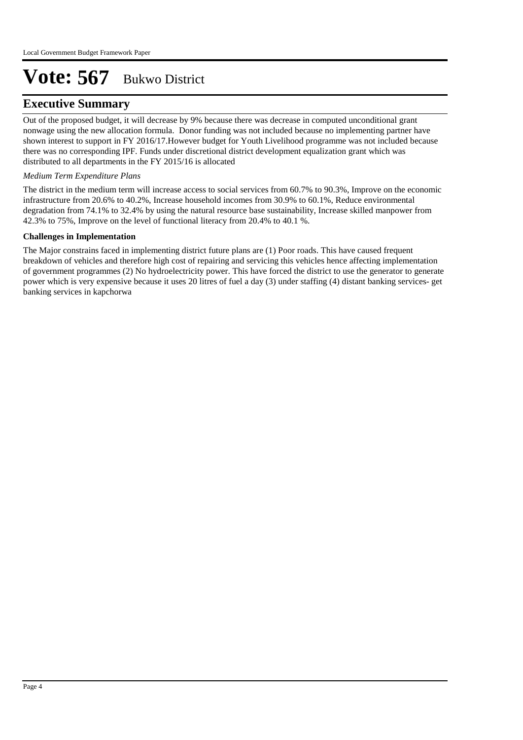# Vote: 567 Bukwo District

## Executive Summary

Out of the proposed budget, it will decrease by 9% because there was decrease in computed unconditional grant nonwage using the new allocation formula. Donor funding was not included because no implementing partner have shown interest to support in FY 2016/17.However budget for Youth Livelihood programme was not included because there was no corresponding IPF. Funds under discretional district development equalization grant which was distributed to all departments in the FY 2015/16 is allocated

*Medium Term Expenditure Plans*

The district in the medium term will increase access to social services from 60.7% to 90.3%, Improve on the economic infrastructure from 20.6% to 40.2%, Increase household incomes from 30.9% to 60.1%, Reduce environmental degradation from 74.1% to 32.4% by using the natural resource base sustainability, Increase skilled manpower from 42.3% to 75%, Improve on the level of functional literacy from 20.4% to 40.1 %.

**Challenges in Implementation**

The Major constrains faced in implementing district future plans are (1) Poor roads. This have caused frequent breakdown of vehicles and therefore high cost of repairing and servicing this vehicles hence affecting implementation of government programmes (2) No hydroelectricity power. This have forced the district to use the generator to generate power which is very expensive because it uses 20 litres of fuel a day (3) under staffing (4) distant banking services- get banking services in kapchorwa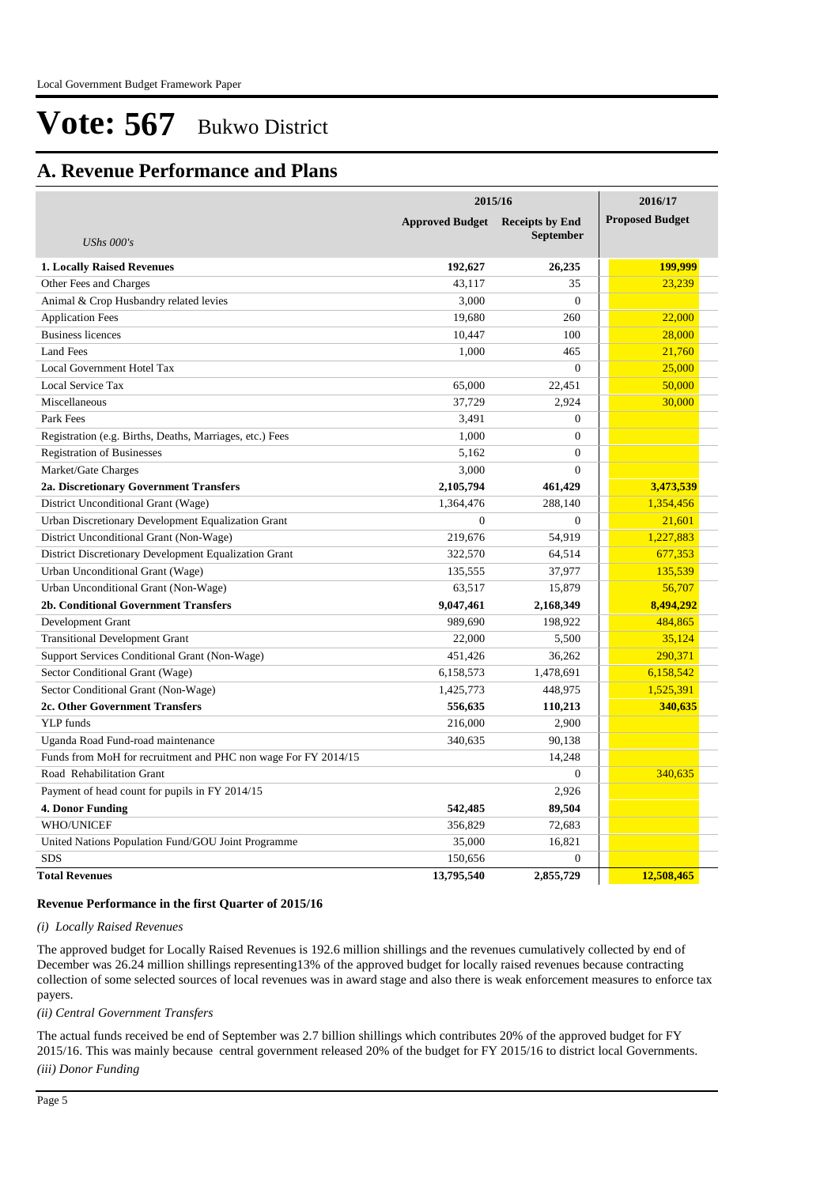Local Government Budget Framework Paper

# Vote: 567 Bukwo District

## A. Revenue Performance and Plans

| UShs 000's | 2015/16 Approved Budget | 2015/16 Receipts by End September | 2016/17 Proposed Budget |
|---|---|---|---|
| **1. Locally Raised Revenues** | **192,627** | **26,235** | **199,999** |
| Other Fees and Charges | 43,117 | 35 | 23,239 |
| Animal & Crop Husbandry related levies | 3,000 | 0 | |
| Application Fees | 19,680 | 260 | 22,000 |
| Business licences | 10,447 | 100 | 28,000 |
| Land Fees | 1,000 | 465 | 21,760 |
| Local Government Hotel Tax | | 0 | 25,000 |
| Local Service Tax | 65,000 | 22,451 | 50,000 |
| Miscellaneous | 37,729 | 2,924 | 30,000 |
| Park Fees | 3,491 | 0 | |
| Registration (e.g. Births, Deaths, Marriages, etc.) Fees | 1,000 | 0 | |
| Registration of Businesses | 5,162 | 0 | |
| Market/Gate Charges | 3,000 | 0 | |
| **2a. Discretionary Government Transfers** | **2,105,794** | **461,429** | **3,473,539** |
| District Unconditional Grant (Wage) | 1,364,476 | 288,140 | 1,354,456 |
| Urban Discretionary Development Equalization Grant | 0 | 0 | 21,601 |
| District Unconditional Grant (Non-Wage) | 219,676 | 54,919 | 1,227,883 |
| District Discretionary Development Equalization Grant | 322,570 | 64,514 | 677,353 |
| Urban Unconditional Grant (Wage) | 135,555 | 37,977 | 135,539 |
| Urban Unconditional Grant (Non-Wage) | 63,517 | 15,879 | 56,707 |
| **2b. Conditional Government Transfers** | **9,047,461** | **2,168,349** | **8,494,292** |
| Development Grant | 989,690 | 198,922 | 484,865 |
| Transitional Development Grant | 22,000 | 5,500 | 35,124 |
| Support Services Conditional Grant (Non-Wage) | 451,426 | 36,262 | 290,371 |
| Sector Conditional Grant (Wage) | 6,158,573 | 1,478,691 | 6,158,542 |
| Sector Conditional Grant (Non-Wage) | 1,425,773 | 448,975 | 1,525,391 |
| **2c. Other Government Transfers** | **556,635** | **110,213** | **340,635** |
| YLP funds | 216,000 | 2,900 | |
| Uganda Road Fund-road maintenance | 340,635 | 90,138 | |
| Funds from MoH for recruitment and PHC non wage For FY 2014/15 | | 14,248 | |
| Road Rehabilitation Grant | | 0 | 340,635 |
| Payment of head count for pupils in FY 2014/15 | | 2,926 | |
| **4. Donor Funding** | **542,485** | **89,504** | |
| WHO/UNICEF | 356,829 | 72,683 | |
| United Nations Population Fund/GOU Joint Programme | 35,000 | 16,821 | |
| SDS | 150,656 | 0 | |
| **Total Revenues** | **13,795,540** | **2,855,729** | **12,508,465** |

**Revenue Performance in the first Quarter of 2015/16**

*(i) Locally Raised Revenues*

The approved budget for Locally Raised Revenues is 192.6 million shillings and the revenues cumulatively collected by end of December was 26.24 million shillings representing13% of the approved budget for locally raised revenues because contracting collection of some selected sources of local revenues was in award stage and also there is weak enforcement measures to enforce tax payers.

*(ii) Central Government Transfers*

The actual funds received be end of September was 2.7 billion shillings which contributes 20% of the approved budget for FY 2015/16. This was mainly because central government released 20% of the budget for FY 2015/16 to district local Governments.

*(iii) Donor Funding*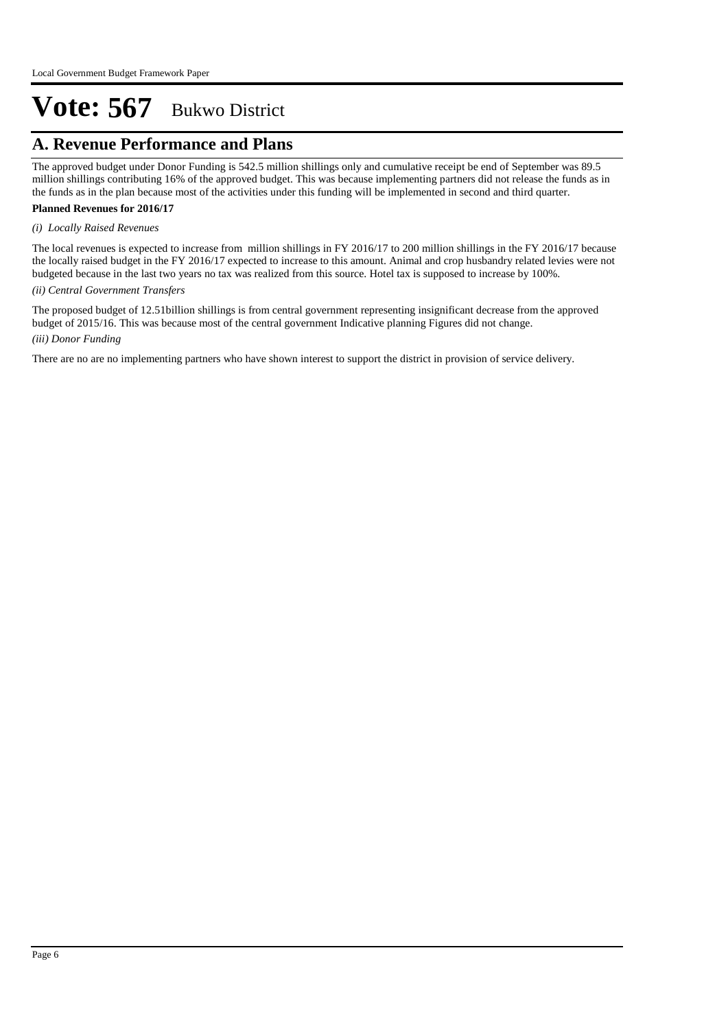# Vote: 567 Bukwo District

## A. Revenue Performance and Plans

The approved budget under Donor Funding is 542.5 million shillings only and cumulative receipt be end of September was 89.5 million shillings contributing 16% of the approved budget. This was because implementing partners did not release the funds as in the funds as in the plan because most of the activities under this funding will be implemented in second and third quarter.

**Planned Revenues for 2016/17**

*(i) Locally Raised Revenues*

The local revenues is expected to increase from million shillings in FY 2016/17 to 200 million shillings in the FY 2016/17 because the locally raised budget in the FY 2016/17 expected to increase to this amount. Animal and crop husbandry related levies were not budgeted because in the last two years no tax was realized from this source. Hotel tax is supposed to increase by 100%.

*(ii) Central Government Transfers*

The proposed budget of 12.51billion shillings is from central government representing insignificant decrease from the approved budget of 2015/16. This was because most of the central government Indicative planning Figures did not change.

*(iii) Donor Funding*

There are no are no implementing partners who have shown interest to support the district in provision of service delivery.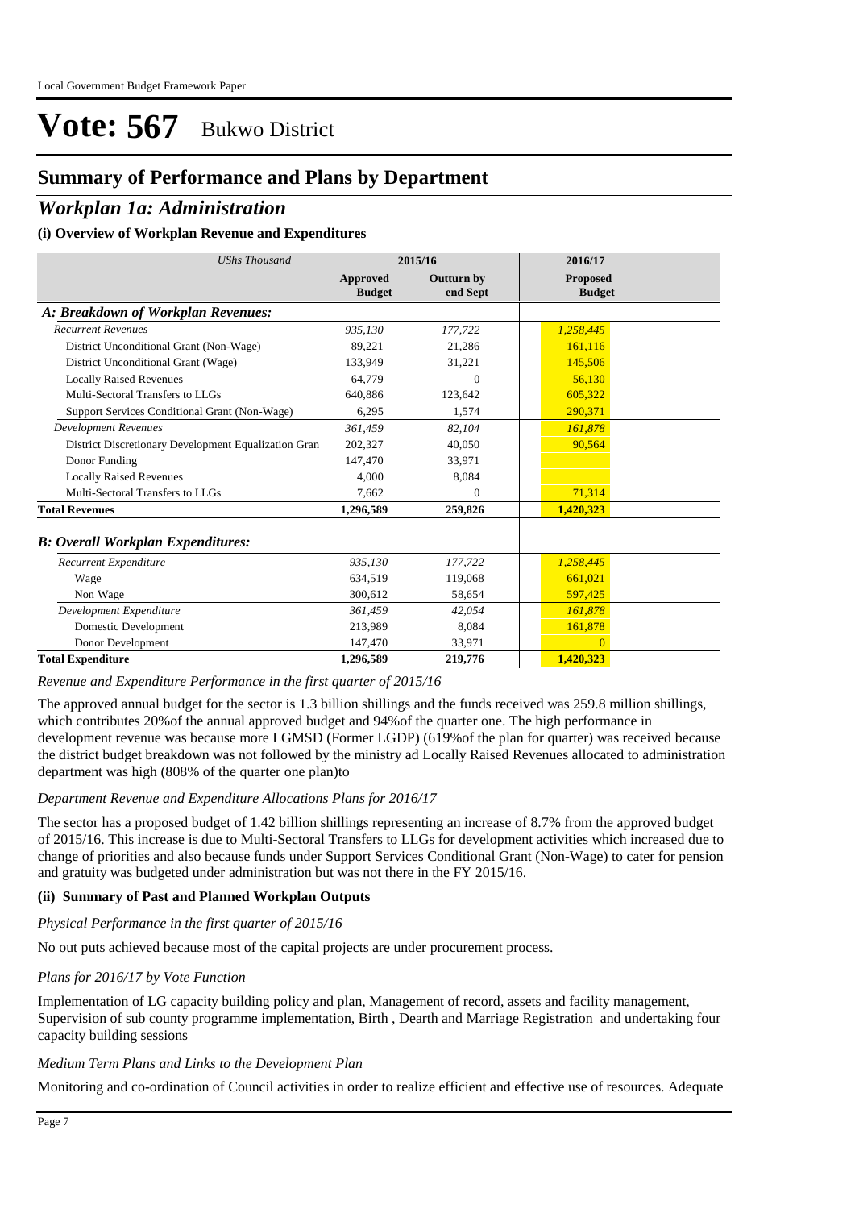# Vote: 567 Bukwo District

## Summary of Performance and Plans by Department

## *Workplan 1a: Administration*

### (i) Overview of Workplan Revenue and Expenditures

| *UShs Thousand* | 2015/16 | | 2016/17 |
|---|---|---|---|
| | **Approved Budget** | **Outturn by end Sept** | **Proposed Budget** |
| ***A: Breakdown of Workplan Revenues:*** | | | |
| *Recurrent Revenues* | *935,130* | *177,722* | *1,258,445* |
| District Unconditional Grant (Non-Wage) | 89,221 | 21,286 | 161,116 |
| District Unconditional Grant (Wage) | 133,949 | 31,221 | 145,506 |
| Locally Raised Revenues | 64,779 | 0 | 56,130 |
| Multi-Sectoral Transfers to LLGs | 640,886 | 123,642 | 605,322 |
| Support Services Conditional Grant (Non-Wage) | 6,295 | 1,574 | 290,371 |
| *Development Revenues* | *361,459* | *82,104* | *161,878* |
| District Discretionary Development Equalization Gran | 202,327 | 40,050 | 90,564 |
| Donor Funding | 147,470 | 33,971 | |
| Locally Raised Revenues | 4,000 | 8,084 | |
| Multi-Sectoral Transfers to LLGs | 7,662 | 0 | 71,314 |
| **Total Revenues** | **1,296,589** | **259,826** | **1,420,323** |
| ***B: Overall Workplan Expenditures:*** | | | |
| *Recurrent Expenditure* | *935,130* | *177,722* | *1,258,445* |
| Wage | 634,519 | 119,068 | 661,021 |
| Non Wage | 300,612 | 58,654 | 597,425 |
| *Development Expenditure* | *361,459* | *42,054* | *161,878* |
| Domestic Development | 213,989 | 8,084 | 161,878 |
| Donor Development | 147,470 | 33,971 | 0 |
| **Total Expenditure** | **1,296,589** | **219,776** | **1,420,323** |

*Revenue and Expenditure Performance in the first quarter of 2015/16*

The approved annual budget for the sector is 1.3 billion shillings and the funds received was 259.8 million shillings, which contributes 20%of the annual approved budget and 94%of the quarter one. The high performance in development revenue was because more LGMSD (Former LGDP) (619%of the plan for quarter) was received because the district budget breakdown was not followed by the ministry ad Locally Raised Revenues allocated to administration department was high (808% of the quarter one plan)to

*Department Revenue and Expenditure Allocations Plans for 2016/17*

The sector has a proposed budget of 1.42 billion shillings representing an increase of 8.7% from the approved budget of 2015/16. This increase is due to Multi-Sectoral Transfers to LLGs for development activities which increased due to change of priorities and also because funds under Support Services Conditional Grant (Non-Wage) to cater for pension and gratuity was budgeted under administration but was not there in the FY 2015/16.

### (ii) Summary of Past and Planned Workplan Outputs

*Physical Performance in the first quarter of 2015/16*

No out puts achieved because most of the capital projects are under procurement process.

*Plans for 2016/17 by Vote Function*

Implementation of LG capacity building policy and plan, Management of record, assets and facility management, Supervision of sub county programme implementation, Birth , Dearth and Marriage Registration and undertaking four capacity building sessions

*Medium Term Plans and Links to the Development Plan*

Monitoring and co-ordination of Council activities in order to realize efficient and effective use of resources. Adequate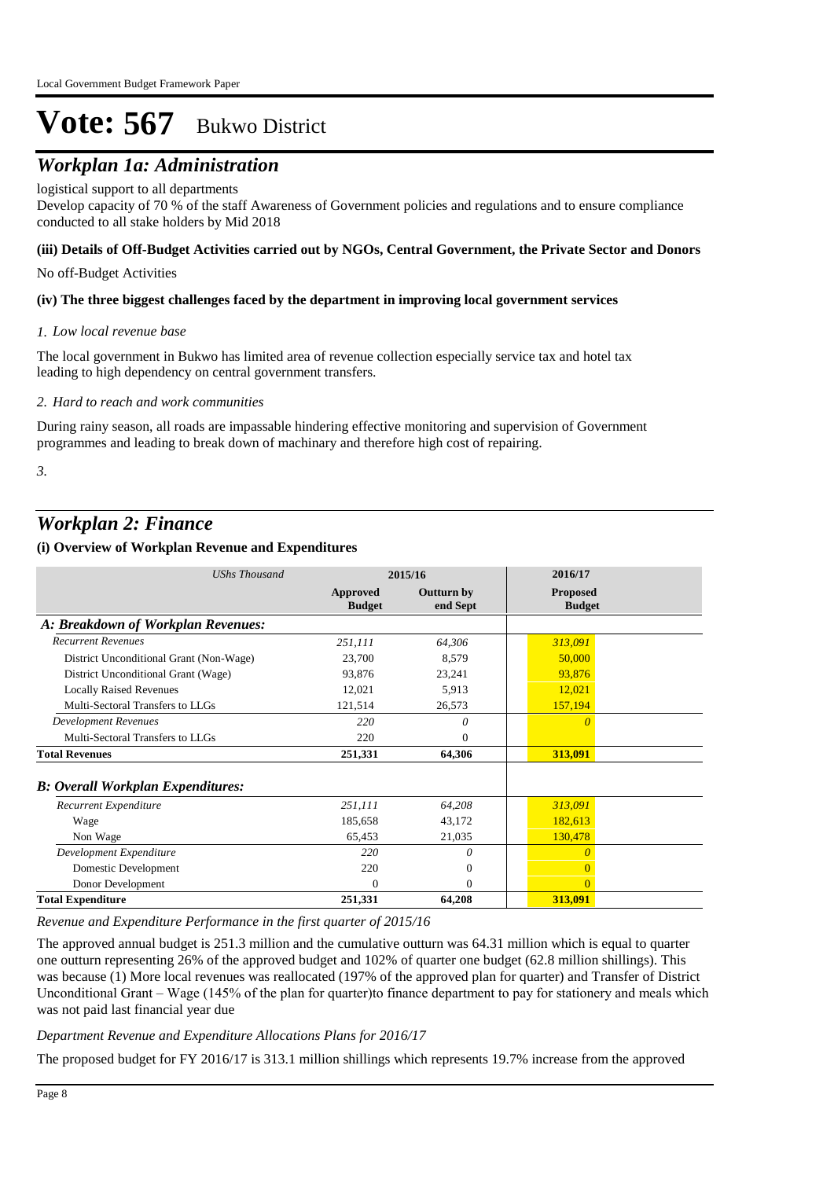# Vote: 567 Bukwo District

## *Workplan 1a: Administration*

logistical support to all departments

Develop capacity of 70 % of the staff Awareness of Government policies and regulations and to ensure compliance conducted to all stake holders by Mid 2018

#### (iii) Details of Off-Budget Activities carried out by NGOs, Central Government, the Private Sector and Donors

No off-Budget Activities

#### (iv) The three biggest challenges faced by the department in improving local government services

*1. Low local revenue base*

The local government in Bukwo has limited area of revenue collection especially service tax and hotel tax leading to high dependency on central government transfers.

*2. Hard to reach and work communities*

During rainy season, all roads are impassable hindering effective monitoring and supervision of Government programmes and leading to break down of machinary and therefore high cost of repairing.

*3.*

## *Workplan 2: Finance*

#### (i) Overview of Workplan Revenue and Expenditures

| *UShs Thousand* | 2015/16 | | 2016/17 |
|---|---|---|---|
| | **Approved Budget** | **Outturn by end Sept** | **Proposed Budget** |
| ***A: Breakdown of Workplan Revenues:*** | | | |
| *Recurrent Revenues* | *251,111* | *64,306* | *313,091* |
| District Unconditional Grant (Non-Wage) | 23,700 | 8,579 | 50,000 |
| District Unconditional Grant (Wage) | 93,876 | 23,241 | 93,876 |
| Locally Raised Revenues | 12,021 | 5,913 | 12,021 |
| Multi-Sectoral Transfers to LLGs | 121,514 | 26,573 | 157,194 |
| *Development Revenues* | *220* | *0* | *0* |
| Multi-Sectoral Transfers to LLGs | 220 | 0 | |
| **Total Revenues** | **251,331** | **64,306** | **313,091** |
| ***B: Overall Workplan Expenditures:*** | | | |
| *Recurrent Expenditure* | *251,111* | *64,208* | *313,091* |
| Wage | 185,658 | 43,172 | 182,613 |
| Non Wage | 65,453 | 21,035 | 130,478 |
| *Development Expenditure* | *220* | *0* | *0* |
| Domestic Development | 220 | 0 | 0 |
| Donor Development | 0 | 0 | 0 |
| **Total Expenditure** | **251,331** | **64,208** | **313,091** |

*Revenue and Expenditure Performance in the first quarter of 2015/16*

The approved annual budget is 251.3 million and the cumulative outturn was 64.31 million which is equal to quarter one outturn representing 26% of the approved budget and 102% of quarter one budget (62.8 million shillings). This was because (1) More local revenues was reallocated (197% of the approved plan for quarter) and Transfer of District Unconditional Grant – Wage (145% of the plan for quarter)to finance department to pay for stationery and meals which was not paid last financial year due

*Department Revenue and Expenditure Allocations Plans for 2016/17*

The proposed budget for FY 2016/17 is 313.1 million shillings which represents 19.7% increase from the approved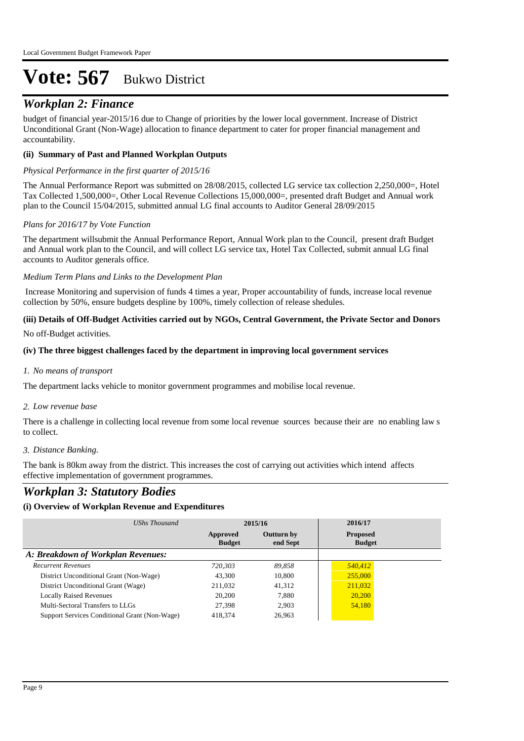# Vote: 567 Bukwo District

## *Workplan 2: Finance*

budget of financial year-2015/16 due to Change of priorities by the lower local government. Increase of District Unconditional Grant (Non-Wage) allocation to finance department to cater for proper financial management and accountability.

### (ii) Summary of Past and Planned Workplan Outputs

*Physical Performance in the first quarter of 2015/16*

The Annual Performance Report was submitted on 28/08/2015, collected LG service tax collection 2,250,000=, Hotel Tax Collected 1,500,000=, Other Local Revenue Collections 15,000,000=, presented draft Budget and Annual work plan to the Council 15/04/2015, submitted annual LG final accounts to Auditor General 28/09/2015

*Plans for 2016/17 by Vote Function*

The department willsubmit the Annual Performance Report, Annual Work plan to the Council, present draft Budget and Annual work plan to the Council, and will collect LG service tax, Hotel Tax Collected, submit annual LG final accounts to Auditor generals office.

*Medium Term Plans and Links to the Development Plan*

Increase Monitoring and supervision of funds 4 times a year, Proper accountability of funds, increase local revenue collection by 50%, ensure budgets despline by 100%, timely collection of release shedules.

### (iii) Details of Off-Budget Activities carried out by NGOs, Central Government, the Private Sector and Donors

No off-Budget activities.

### (iv) The three biggest challenges faced by the department in improving local government services

*1. No means of transport*

The department lacks vehicle to monitor government programmes and mobilise local revenue.

*2. Low revenue base*

There is a challenge in collecting local revenue from some local revenue sources because their are no enabling law s to collect.

*3. Distance Banking.*

The bank is 80km away from the district. This increases the cost of carrying out activities which intend affects effective implementation of government programmes.

## *Workplan 3: Statutory Bodies*

### (i) Overview of Workplan Revenue and Expenditures

| *UShs Thousand* | 2015/16 | | 2016/17 |
|---|---|---|---|
| | Approved Budget | Outturn by end Sept | Proposed Budget |
| ***A: Breakdown of Workplan Revenues:*** | | | |
| *Recurrent Revenues* | *720,303* | *89,858* | *540,412* |
| District Unconditional Grant (Non-Wage) | 43,300 | 10,800 | 255,000 |
| District Unconditional Grant (Wage) | 211,032 | 41,312 | 211,032 |
| Locally Raised Revenues | 20,200 | 7,880 | 20,200 |
| Multi-Sectoral Transfers to LLGs | 27,398 | 2,903 | 54,180 |
| Support Services Conditional Grant (Non-Wage) | 418,374 | 26,963 | |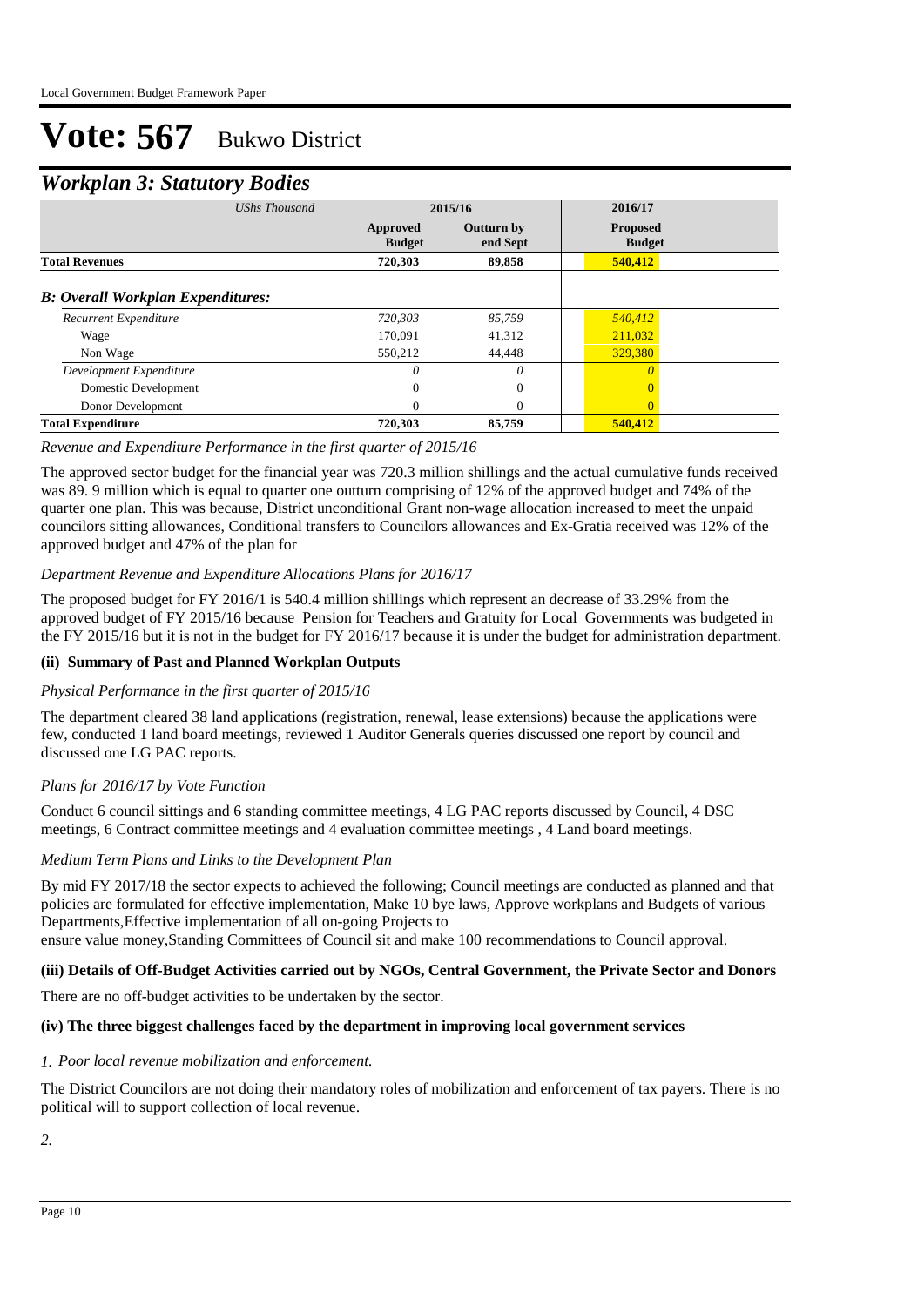# Vote: 567 Bukwo District

## *Workplan 3: Statutory Bodies*

| *UShs Thousand* | 2015/16 | | 2016/17 |
|---|---|---|---|
| | **Approved Budget** | **Outturn by end Sept** | **Proposed Budget** |
| **Total Revenues** | **720,303** | **89,858** | **540,412** |
| ***B: Overall Workplan Expenditures:*** | | | |
| *Recurrent Expenditure* | *720,303* | *85,759* | *540,412* |
| Wage | 170,091 | 41,312 | 211,032 |
| Non Wage | 550,212 | 44,448 | 329,380 |
| *Development Expenditure* | *0* | *0* | *0* |
| Domestic Development | 0 | 0 | 0 |
| Donor Development | 0 | 0 | 0 |
| **Total Expenditure** | **720,303** | **85,759** | **540,412** |

*Revenue and Expenditure Performance in the first quarter of 2015/16*

The approved sector budget for the financial year was 720.3 million shillings and the actual cumulative funds received was 89. 9 million which is equal to quarter one outturn comprising of 12% of the approved budget and 74% of the quarter one plan. This was because, District unconditional Grant non-wage allocation increased to meet the unpaid councilors sitting allowances, Conditional transfers to Councilors allowances and Ex-Gratia received was 12% of the approved budget and 47% of the plan for

*Department Revenue and Expenditure Allocations Plans for 2016/17*

The proposed budget for FY 2016/1 is 540.4 million shillings which represent an decrease of 33.29% from the approved budget of FY 2015/16 because Pension for Teachers and Gratuity for Local Governments was budgeted in the FY 2015/16 but it is not in the budget for FY 2016/17 because it is under the budget for administration department.

### (ii) Summary of Past and Planned Workplan Outputs

*Physical Performance in the first quarter of 2015/16*

The department cleared 38 land applications (registration, renewal, lease extensions) because the applications were few, conducted 1 land board meetings, reviewed 1 Auditor Generals queries discussed one report by council and discussed one LG PAC reports.

*Plans for 2016/17 by Vote Function*

Conduct 6 council sittings and 6 standing committee meetings, 4 LG PAC reports discussed by Council, 4 DSC meetings, 6 Contract committee meetings and 4 evaluation committee meetings , 4 Land board meetings.

*Medium Term Plans and Links to the Development Plan*

By mid FY 2017/18 the sector expects to achieved the following; Council meetings are conducted as planned and that policies are formulated for effective implementation, Make 10 bye laws, Approve workplans and Budgets of various Departments,Effective implementation of all on-going Projects to
ensure value money,Standing Committees of Council sit and make 100 recommendations to Council approval.

### (iii) Details of Off-Budget Activities carried out by NGOs, Central Government, the Private Sector and Donors

There are no off-budget activities to be undertaken by the sector.

### (iv) The three biggest challenges faced by the department in improving local government services

*1. Poor local revenue mobilization and enforcement.*

The District Councilors are not doing their mandatory roles of mobilization and enforcement of tax payers. There is no political will to support collection of local revenue.

*2.*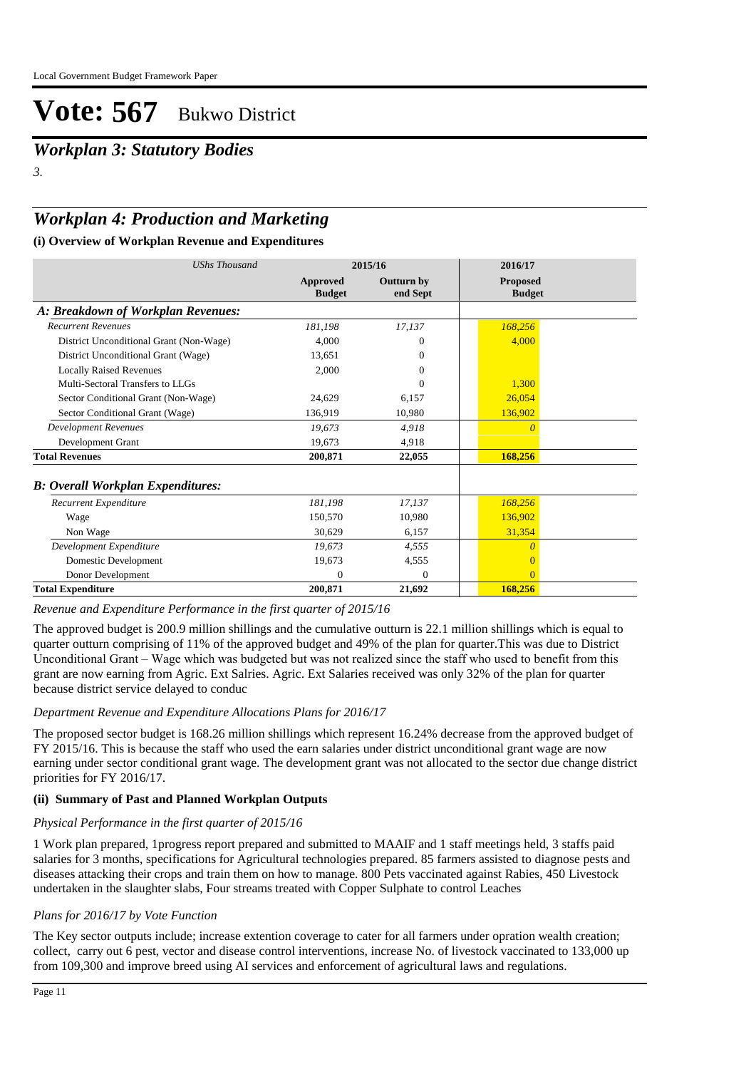# Vote: 567 Bukwo District

## *Workplan 3: Statutory Bodies*

*3.*

## *Workplan 4: Production and Marketing*

### (i) Overview of Workplan Revenue and Expenditures

| *UShs Thousand* | 2015/16 | | 2016/17 |
|---|---|---|---|
| | **Approved Budget** | **Outturn by end Sept** | **Proposed Budget** |
| ***A: Breakdown of Workplan Revenues:*** | | | |
| *Recurrent Revenues* | *181,198* | *17,137* | *168,256* |
| District Unconditional Grant (Non-Wage) | 4,000 | 0 | 4,000 |
| District Unconditional Grant (Wage) | 13,651 | 0 | |
| Locally Raised Revenues | 2,000 | 0 | |
| Multi-Sectoral Transfers to LLGs | | 0 | 1,300 |
| Sector Conditional Grant (Non-Wage) | 24,629 | 6,157 | 26,054 |
| Sector Conditional Grant (Wage) | 136,919 | 10,980 | 136,902 |
| *Development Revenues* | *19,673* | *4,918* | *0* |
| Development Grant | 19,673 | 4,918 | |
| **Total Revenues** | **200,871** | **22,055** | **168,256** |
| ***B: Overall Workplan Expenditures:*** | | | |
| *Recurrent Expenditure* | *181,198* | *17,137* | *168,256* |
| Wage | 150,570 | 10,980 | 136,902 |
| Non Wage | 30,629 | 6,157 | 31,354 |
| *Development Expenditure* | *19,673* | *4,555* | *0* |
| Domestic Development | 19,673 | 4,555 | 0 |
| Donor Development | 0 | 0 | 0 |
| **Total Expenditure** | **200,871** | **21,692** | **168,256** |

*Revenue and Expenditure Performance in the first quarter of 2015/16*

The approved budget is 200.9 million shillings and the cumulative outturn is 22.1 million shillings which is equal to quarter outturn comprising of 11% of the approved budget and 49% of the plan for quarter.This was due to District Unconditional Grant – Wage which was budgeted but was not realized since the staff who used to benefit from this grant are now earning from Agric. Ext Salries. Agric. Ext Salaries received was only 32% of the plan for quarter because district service delayed to conduc

*Department Revenue and Expenditure Allocations Plans for 2016/17*

The proposed sector budget is 168.26 million shillings which represent 16.24% decrease from the approved budget of FY 2015/16. This is because the staff who used the earn salaries under district unconditional grant wage are now earning under sector conditional grant wage. The development grant was not allocated to the sector due change district priorities for FY 2016/17.

### (ii) Summary of Past and Planned Workplan Outputs

*Physical Performance in the first quarter of 2015/16*

1 Work plan prepared, 1progress report prepared and submitted to MAAIF and 1 staff meetings held, 3 staffs paid salaries for 3 months, specifications for Agricultural technologies prepared. 85 farmers assisted to diagnose pests and diseases attacking their crops and train them on how to manage. 800 Pets vaccinated against Rabies, 450 Livestock undertaken in the slaughter slabs, Four streams treated with Copper Sulphate to control Leaches

*Plans for 2016/17 by Vote Function*

The Key sector outputs include; increase extention coverage to cater for all farmers under opration wealth creation; collect, carry out 6 pest, vector and disease control interventions, increase No. of livestock vaccinated to 133,000 up from 109,300 and improve breed using AI services and enforcement of agricultural laws and regulations.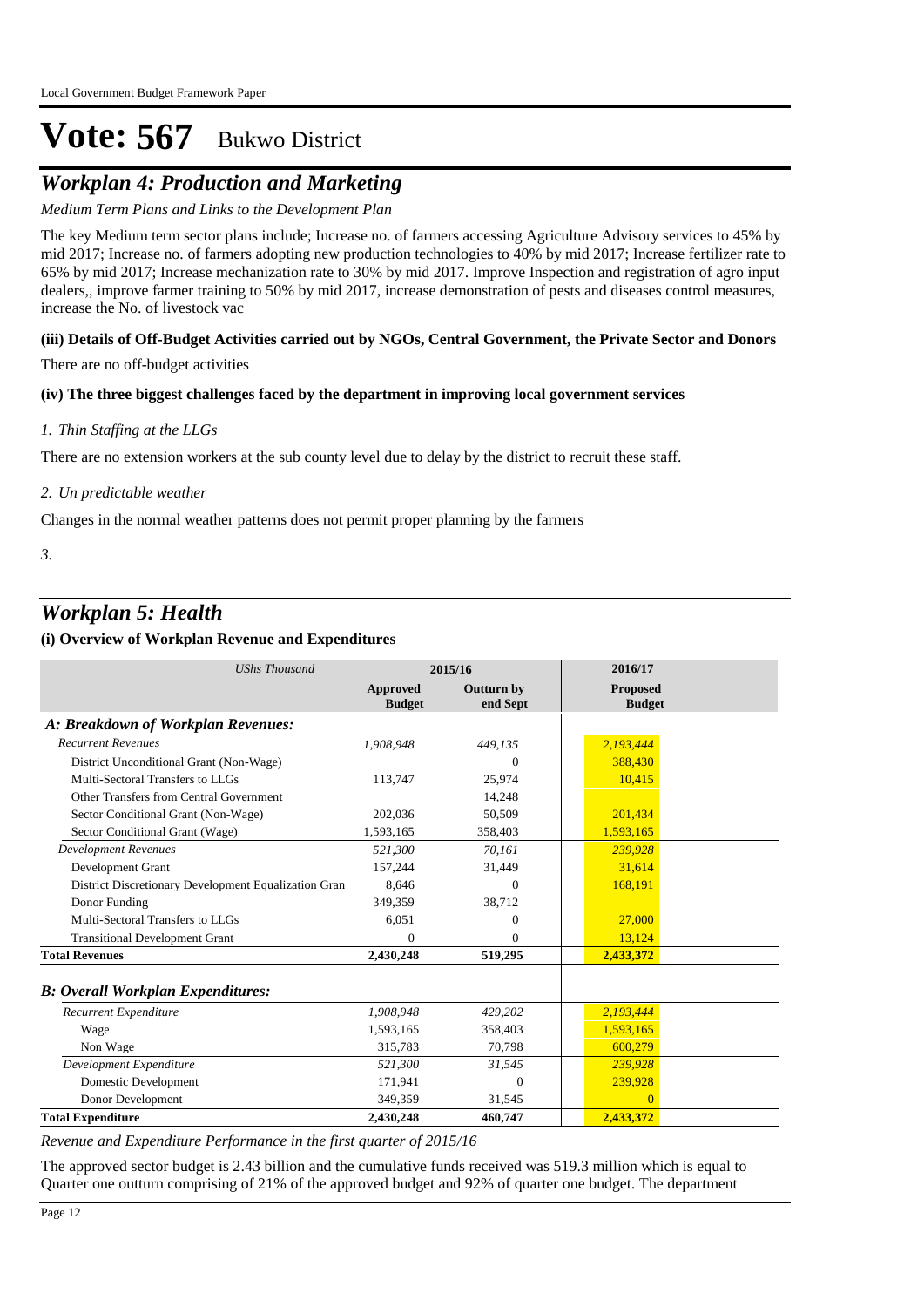# Vote: 567 Bukwo District

## *Workplan 4: Production and Marketing*

*Medium Term Plans and Links to the Development Plan*

The key Medium term sector plans include; Increase no. of farmers accessing Agriculture Advisory services to 45% by mid 2017; Increase no. of farmers adopting new production technologies to 40% by mid 2017; Increase fertilizer rate to 65% by mid 2017; Increase mechanization rate to 30% by mid 2017. Improve Inspection and registration of agro input dealers,, improve farmer training to 50% by mid 2017, increase demonstration of pests and diseases control measures, increase the No. of livestock vac

**(iii) Details of Off-Budget Activities carried out by NGOs, Central Government, the Private Sector and Donors**

There are no off-budget activities

**(iv) The three biggest challenges faced by the department in improving local government services**

*1. Thin Staffing at the LLGs*

There are no extension workers at the sub county level due to delay by the district to recruit these staff.

*2. Un predictable weather*

Changes in the normal weather patterns does not permit proper planning by the farmers

*3.*

## *Workplan 5: Health*

**(i) Overview of Workplan Revenue and Expenditures**

| *UShs Thousand* | 2015/16 | | 2016/17 |
|---|---|---|---|
| | **Approved Budget** | **Outturn by end Sept** | **Proposed Budget** |
| ***A: Breakdown of Workplan Revenues:*** | | | |
| *Recurrent Revenues* | *1,908,948* | *449,135* | *2,193,444* |
| District Unconditional Grant (Non-Wage) | | 0 | 388,430 |
| Multi-Sectoral Transfers to LLGs | 113,747 | 25,974 | 10,415 |
| Other Transfers from Central Government | | 14,248 | |
| Sector Conditional Grant (Non-Wage) | 202,036 | 50,509 | 201,434 |
| Sector Conditional Grant (Wage) | 1,593,165 | 358,403 | 1,593,165 |
| *Development Revenues* | *521,300* | *70,161* | *239,928* |
| Development Grant | 157,244 | 31,449 | 31,614 |
| District Discretionary Development Equalization Gran | 8,646 | 0 | 168,191 |
| Donor Funding | 349,359 | 38,712 | |
| Multi-Sectoral Transfers to LLGs | 6,051 | 0 | 27,000 |
| Transitional Development Grant | 0 | 0 | 13,124 |
| **Total Revenues** | **2,430,248** | **519,295** | **2,433,372** |
| ***B: Overall Workplan Expenditures:*** | | | |
| *Recurrent Expenditure* | *1,908,948* | *429,202* | *2,193,444* |
| Wage | 1,593,165 | 358,403 | 1,593,165 |
| Non Wage | 315,783 | 70,798 | 600,279 |
| *Development Expenditure* | *521,300* | *31,545* | *239,928* |
| Domestic Development | 171,941 | 0 | 239,928 |
| Donor Development | 349,359 | 31,545 | 0 |
| **Total Expenditure** | **2,430,248** | **460,747** | **2,433,372** |

*Revenue and Expenditure Performance in the first quarter of 2015/16*

The approved sector budget is 2.43 billion and the cumulative funds received was 519.3 million which is equal to Quarter one outturn comprising of 21% of the approved budget and 92% of quarter one budget. The department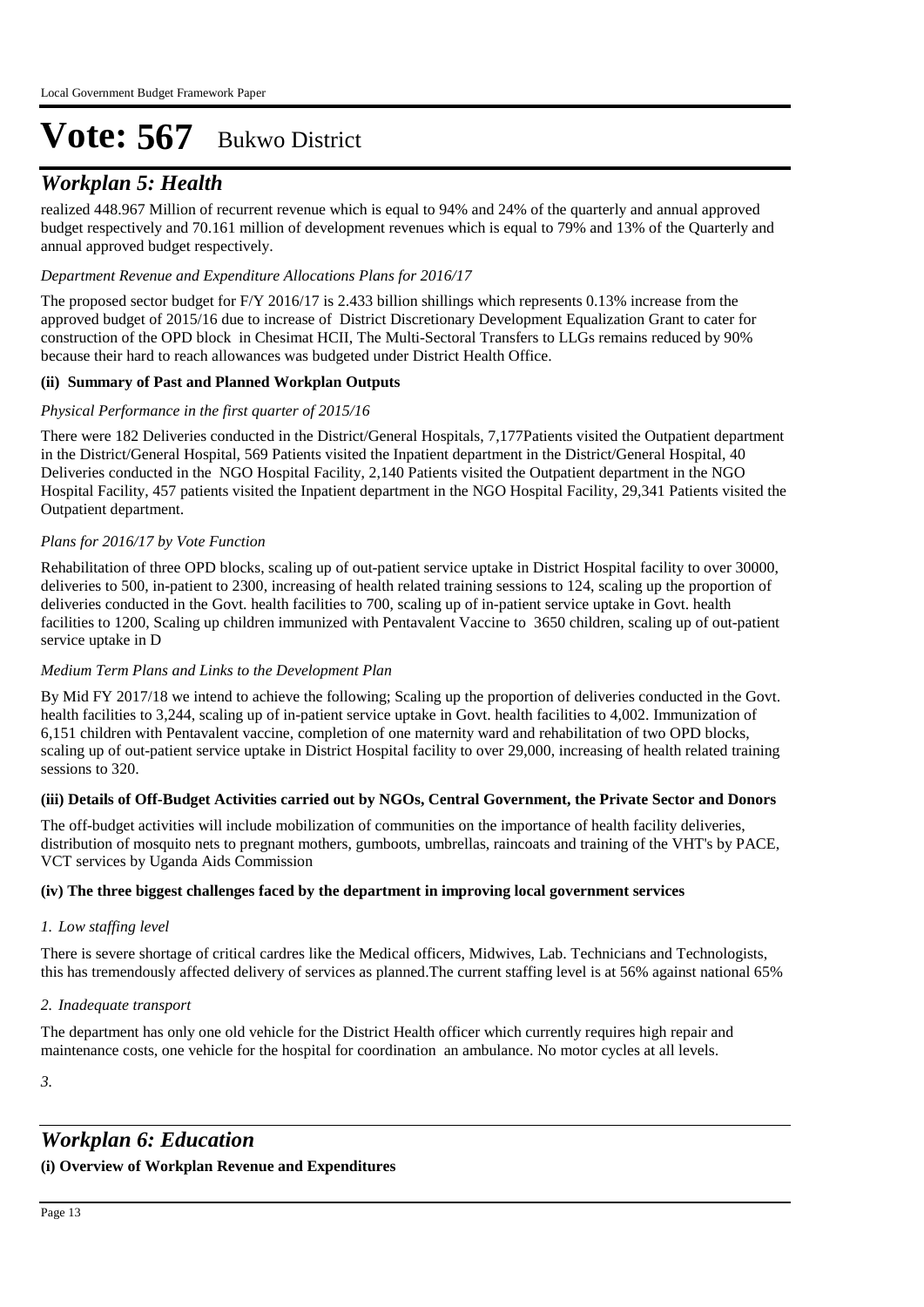# Vote: 567 Bukwo District

## *Workplan 5: Health*

realized 448.967 Million of recurrent revenue which is equal to 94% and 24% of the quarterly and annual approved budget respectively and 70.161 million of development revenues which is equal to 79% and 13% of the Quarterly and annual approved budget respectively.

*Department Revenue and Expenditure Allocations Plans for 2016/17*

The proposed sector budget for F/Y 2016/17 is 2.433 billion shillings which represents 0.13% increase from the approved budget of 2015/16 due to increase of District Discretionary Development Equalization Grant to cater for construction of the OPD block in Chesimat HCII, The Multi-Sectoral Transfers to LLGs remains reduced by 90% because their hard to reach allowances was budgeted under District Health Office.

**(ii) Summary of Past and Planned Workplan Outputs**

*Physical Performance in the first quarter of 2015/16*

There were 182 Deliveries conducted in the District/General Hospitals, 7,177Patients visited the Outpatient department in the District/General Hospital, 569 Patients visited the Inpatient department in the District/General Hospital, 40 Deliveries conducted in the NGO Hospital Facility, 2,140 Patients visited the Outpatient department in the NGO Hospital Facility, 457 patients visited the Inpatient department in the NGO Hospital Facility, 29,341 Patients visited the Outpatient department.

*Plans for 2016/17 by Vote Function*

Rehabilitation of three OPD blocks, scaling up of out-patient service uptake in District Hospital facility to over 30000, deliveries to 500, in-patient to 2300, increasing of health related training sessions to 124, scaling up the proportion of deliveries conducted in the Govt. health facilities to 700, scaling up of in-patient service uptake in Govt. health facilities to 1200, Scaling up children immunized with Pentavalent Vaccine to 3650 children, scaling up of out-patient service uptake in D

*Medium Term Plans and Links to the Development Plan*

By Mid FY 2017/18 we intend to achieve the following; Scaling up the proportion of deliveries conducted in the Govt. health facilities to 3,244, scaling up of in-patient service uptake in Govt. health facilities to 4,002. Immunization of 6,151 children with Pentavalent vaccine, completion of one maternity ward and rehabilitation of two OPD blocks, scaling up of out-patient service uptake in District Hospital facility to over 29,000, increasing of health related training sessions to 320.

**(iii) Details of Off-Budget Activities carried out by NGOs, Central Government, the Private Sector and Donors**

The off-budget activities will include mobilization of communities on the importance of health facility deliveries, distribution of mosquito nets to pregnant mothers, gumboots, umbrellas, raincoats and training of the VHT's by PACE, VCT services by Uganda Aids Commission

**(iv) The three biggest challenges faced by the department in improving local government services**

*1. Low staffing level*

There is severe shortage of critical cardres like the Medical officers, Midwives, Lab. Technicians and Technologists, this has tremendously affected delivery of services as planned.The current staffing level is at 56% against national 65%

*2. Inadequate transport*

The department has only one old vehicle for the District Health officer which currently requires high repair and maintenance costs, one vehicle for the hospital for coordination an ambulance. No motor cycles at all levels.

*3.*

## *Workplan 6: Education*

**(i) Overview of Workplan Revenue and Expenditures**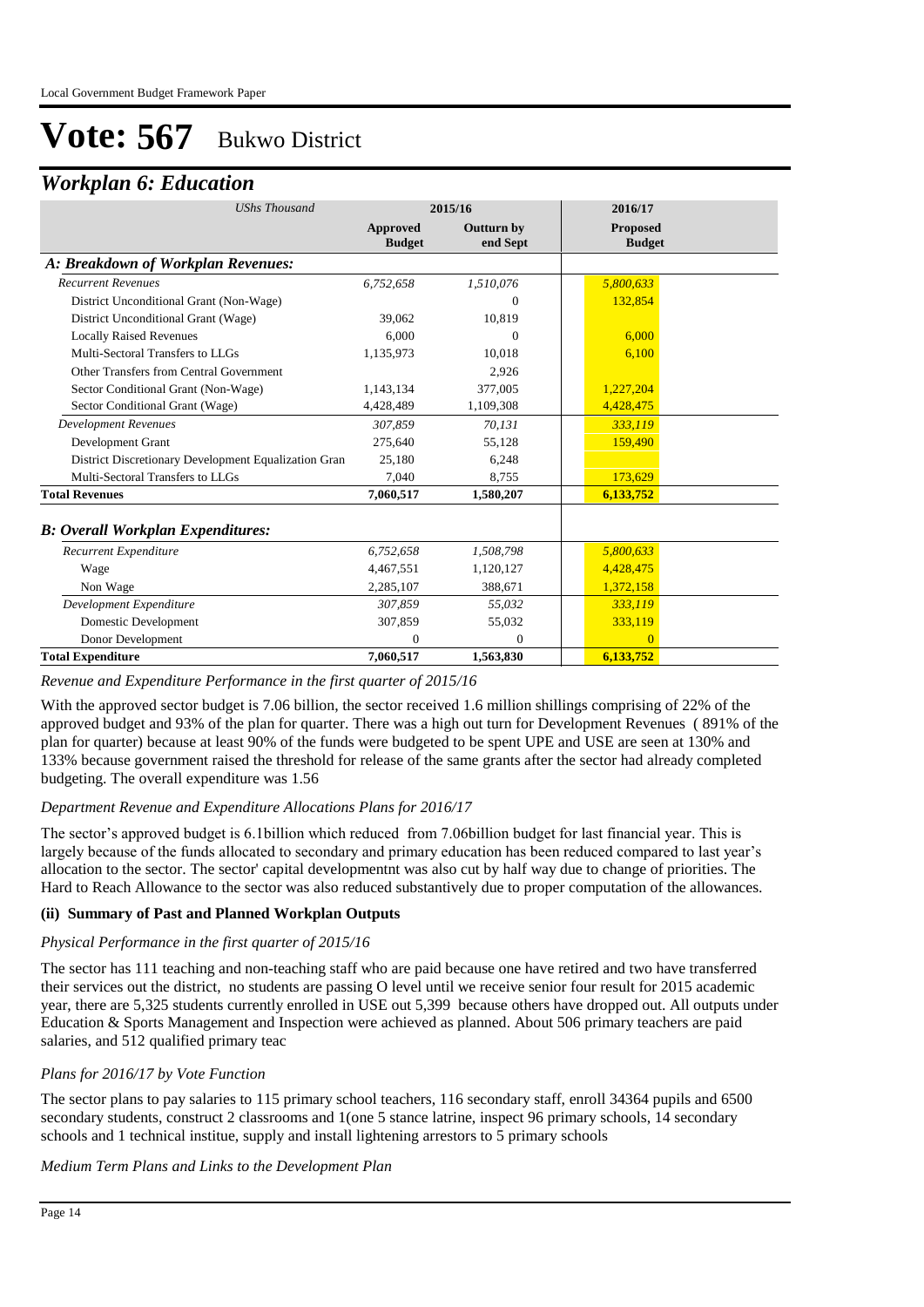# Vote: 567 Bukwo District

## Workplan 6: Education

| *UShs Thousand* | 2015/16 | | 2016/17 |
|---|---|---|---|
| | **Approved Budget** | **Outturn by end Sept** | **Proposed Budget** |
| ***A: Breakdown of Workplan Revenues:*** | | | |
| *Recurrent Revenues* | *6,752,658* | *1,510,076* | *5,800,633* |
| District Unconditional Grant (Non-Wage) | | 0 | 132,854 |
| District Unconditional Grant (Wage) | 39,062 | 10,819 | |
| Locally Raised Revenues | 6,000 | 0 | 6,000 |
| Multi-Sectoral Transfers to LLGs | 1,135,973 | 10,018 | 6,100 |
| Other Transfers from Central Government | | 2,926 | |
| Sector Conditional Grant (Non-Wage) | 1,143,134 | 377,005 | 1,227,204 |
| Sector Conditional Grant (Wage) | 4,428,489 | 1,109,308 | 4,428,475 |
| *Development Revenues* | *307,859* | *70,131* | *333,119* |
| Development Grant | 275,640 | 55,128 | 159,490 |
| District Discretionary Development Equalization Gran | 25,180 | 6,248 | |
| Multi-Sectoral Transfers to LLGs | 7,040 | 8,755 | 173,629 |
| **Total Revenues** | **7,060,517** | **1,580,207** | **6,133,752** |
| ***B: Overall Workplan Expenditures:*** | | | |
| *Recurrent Expenditure* | *6,752,658* | *1,508,798* | *5,800,633* |
| Wage | 4,467,551 | 1,120,127 | 4,428,475 |
| Non Wage | 2,285,107 | 388,671 | 1,372,158 |
| *Development Expenditure* | *307,859* | *55,032* | *333,119* |
| Domestic Development | 307,859 | 55,032 | 333,119 |
| Donor Development | 0 | 0 | 0 |
| **Total Expenditure** | **7,060,517** | **1,563,830** | **6,133,752** |

*Revenue and Expenditure Performance in the first quarter of 2015/16*

With the approved sector budget is 7.06 billion, the sector received 1.6 million shillings comprising of 22% of the approved budget and 93% of the plan for quarter. There was a high out turn for Development Revenues ( 891% of the plan for quarter) because at least 90% of the funds were budgeted to be spent UPE and USE are seen at 130% and 133% because government raised the threshold for release of the same grants after the sector had already completed budgeting. The overall expenditure was 1.56

*Department Revenue and Expenditure Allocations Plans for 2016/17*

The sector's approved budget is 6.1billion which reduced from 7.06billion budget for last financial year. This is largely because of the funds allocated to secondary and primary education has been reduced compared to last year's allocation to the sector. The sector' capital developmentnt was also cut by half way due to change of priorities. The Hard to Reach Allowance to the sector was also reduced substantively due to proper computation of the allowances.

**(ii) Summary of Past and Planned Workplan Outputs**

*Physical Performance in the first quarter of 2015/16*

The sector has 111 teaching and non-teaching staff who are paid because one have retired and two have transferred their services out the district, no students are passing O level until we receive senior four result for 2015 academic year, there are 5,325 students currently enrolled in USE out 5,399 because others have dropped out. All outputs under Education & Sports Management and Inspection were achieved as planned. About 506 primary teachers are paid salaries, and 512 qualified primary teac

*Plans for 2016/17 by Vote Function*

The sector plans to pay salaries to 115 primary school teachers, 116 secondary staff, enroll 34364 pupils and 6500 secondary students, construct 2 classrooms and 1(one 5 stance latrine, inspect 96 primary schools, 14 secondary schools and 1 technical institue, supply and install lightening arrestors to 5 primary schools

*Medium Term Plans and Links to the Development Plan*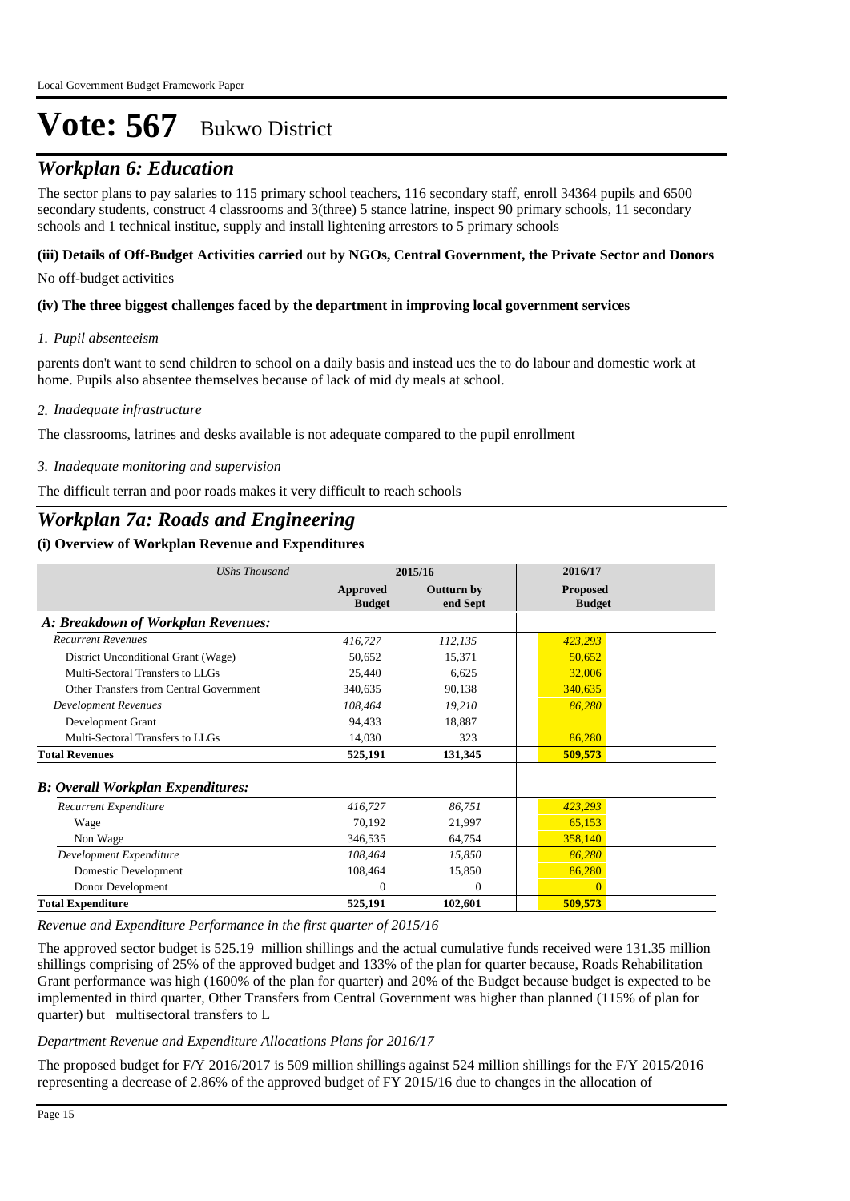# Vote: 567 Bukwo District

## *Workplan 6: Education*

The sector plans to pay salaries to 115 primary school teachers, 116 secondary staff, enroll 34364 pupils and 6500 secondary students, construct 4 classrooms and 3(three) 5 stance latrine, inspect 90 primary schools, 11 secondary schools and 1 technical institue, supply and install lightening arrestors to 5 primary schools

#### (iii) Details of Off-Budget Activities carried out by NGOs, Central Government, the Private Sector and Donors

No off-budget activities

#### (iv) The three biggest challenges faced by the department in improving local government services

*1. Pupil absenteeism*

parents don't want to send children to school on a daily basis and instead ues the to do labour and domestic work at home. Pupils also absentee themselves because of lack of mid dy meals at school.

*2. Inadequate infrastructure*

The classrooms, latrines and desks available is not adequate compared to the pupil enrollment

*3. Inadequate monitoring and supervision*

The difficult terran and poor roads makes it very difficult to reach schools

## *Workplan 7a: Roads and Engineering*

#### (i) Overview of Workplan Revenue and Expenditures

| *UShs Thousand* | 2015/16 | | 2016/17 |
|---|---|---|---|
| | **Approved Budget** | **Outturn by end Sept** | **Proposed Budget** |
| ***A: Breakdown of Workplan Revenues:*** | | | |
| *Recurrent Revenues* | *416,727* | *112,135* | *423,293* |
| District Unconditional Grant (Wage) | 50,652 | 15,371 | 50,652 |
| Multi-Sectoral Transfers to LLGs | 25,440 | 6,625 | 32,006 |
| Other Transfers from Central Government | 340,635 | 90,138 | 340,635 |
| *Development Revenues* | *108,464* | *19,210* | *86,280* |
| Development Grant | 94,433 | 18,887 | |
| Multi-Sectoral Transfers to LLGs | 14,030 | 323 | 86,280 |
| **Total Revenues** | **525,191** | **131,345** | **509,573** |
| ***B: Overall Workplan Expenditures:*** | | | |
| *Recurrent Expenditure* | *416,727* | *86,751* | *423,293* |
| Wage | 70,192 | 21,997 | 65,153 |
| Non Wage | 346,535 | 64,754 | 358,140 |
| *Development Expenditure* | *108,464* | *15,850* | *86,280* |
| Domestic Development | 108,464 | 15,850 | 86,280 |
| Donor Development | 0 | 0 | 0 |
| **Total Expenditure** | **525,191** | **102,601** | **509,573** |

*Revenue and Expenditure Performance in the first quarter of 2015/16*

The approved sector budget is 525.19 million shillings and the actual cumulative funds received were 131.35 million shillings comprising of 25% of the approved budget and 133% of the plan for quarter because, Roads Rehabilitation Grant performance was high (1600% of the plan for quarter) and 20% of the Budget because budget is expected to be implemented in third quarter, Other Transfers from Central Government was higher than planned (115% of plan for quarter) but multisectoral transfers to L

*Department Revenue and Expenditure Allocations Plans for 2016/17*

The proposed budget for F/Y 2016/2017 is 509 million shillings against 524 million shillings for the F/Y 2015/2016 representing a decrease of 2.86% of the approved budget of FY 2015/16 due to changes in the allocation of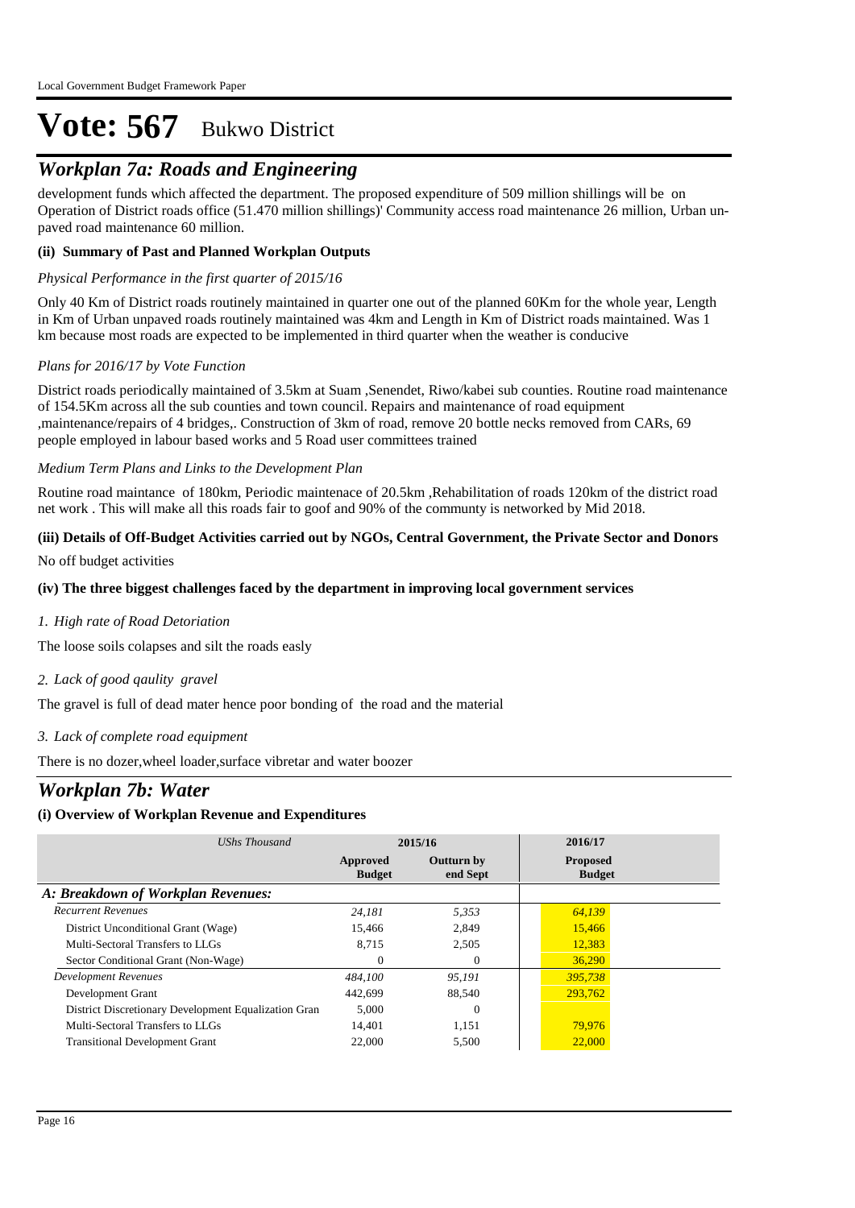# Vote: 567 Bukwo District

## *Workplan 7a: Roads and Engineering*

development funds which affected the department. The proposed expenditure of 509 million shillings will be on Operation of District roads office (51.470 million shillings)' Community access road maintenance 26 million, Urban un-paved road maintenance 60 million.

### (ii) Summary of Past and Planned Workplan Outputs

*Physical Performance in the first quarter of 2015/16*

Only 40 Km of District roads routinely maintained in quarter one out of the planned 60Km for the whole year, Length in Km of Urban unpaved roads routinely maintained was 4km and Length in Km of District roads maintained. Was 1 km because most roads are expected to be implemented in third quarter when the weather is conducive

*Plans for 2016/17 by Vote Function*

District roads periodically maintained of 3.5km at Suam ,Senendet, Riwo/kabei sub counties. Routine road maintenance of 154.5Km across all the sub counties and town council. Repairs and maintenance of road equipment ,maintenance/repairs of 4 bridges,. Construction of 3km of road, remove 20 bottle necks removed from CARs, 69 people employed in labour based works and 5 Road user committees trained

*Medium Term Plans and Links to the Development Plan*

Routine road maintance of 180km, Periodic maintenace of 20.5km ,Rehabilitation of roads 120km of the district road net work . This will make all this roads fair to goof and 90% of the communty is networked by Mid 2018.

### (iii) Details of Off-Budget Activities carried out by NGOs, Central Government, the Private Sector and Donors

No off budget activities

### (iv) The three biggest challenges faced by the department in improving local government services

*1. High rate of Road Detoriation*

The loose soils colapses and silt the roads easly

*2. Lack of good qaulity gravel*

The gravel is full of dead mater hence poor bonding of the road and the material

*3. Lack of complete road equipment*

There is no dozer,wheel loader,surface vibretar and water boozer

## *Workplan 7b: Water*

### (i) Overview of Workplan Revenue and Expenditures

| *UShs Thousand* | 2015/16 | | 2016/17 |
|---|---|---|---|
| | Approved Budget | Outturn by end Sept | Proposed Budget |
| ***A: Breakdown of Workplan Revenues:*** | | | |
| *Recurrent Revenues* | *24,181* | *5,353* | *64,139* |
| District Unconditional Grant (Wage) | 15,466 | 2,849 | 15,466 |
| Multi-Sectoral Transfers to LLGs | 8,715 | 2,505 | 12,383 |
| Sector Conditional Grant (Non-Wage) | 0 | 0 | 36,290 |
| *Development Revenues* | *484,100* | *95,191* | *395,738* |
| Development Grant | 442,699 | 88,540 | 293,762 |
| District Discretionary Development Equalization Gran | 5,000 | 0 | |
| Multi-Sectoral Transfers to LLGs | 14,401 | 1,151 | 79,976 |
| Transitional Development Grant | 22,000 | 5,500 | 22,000 |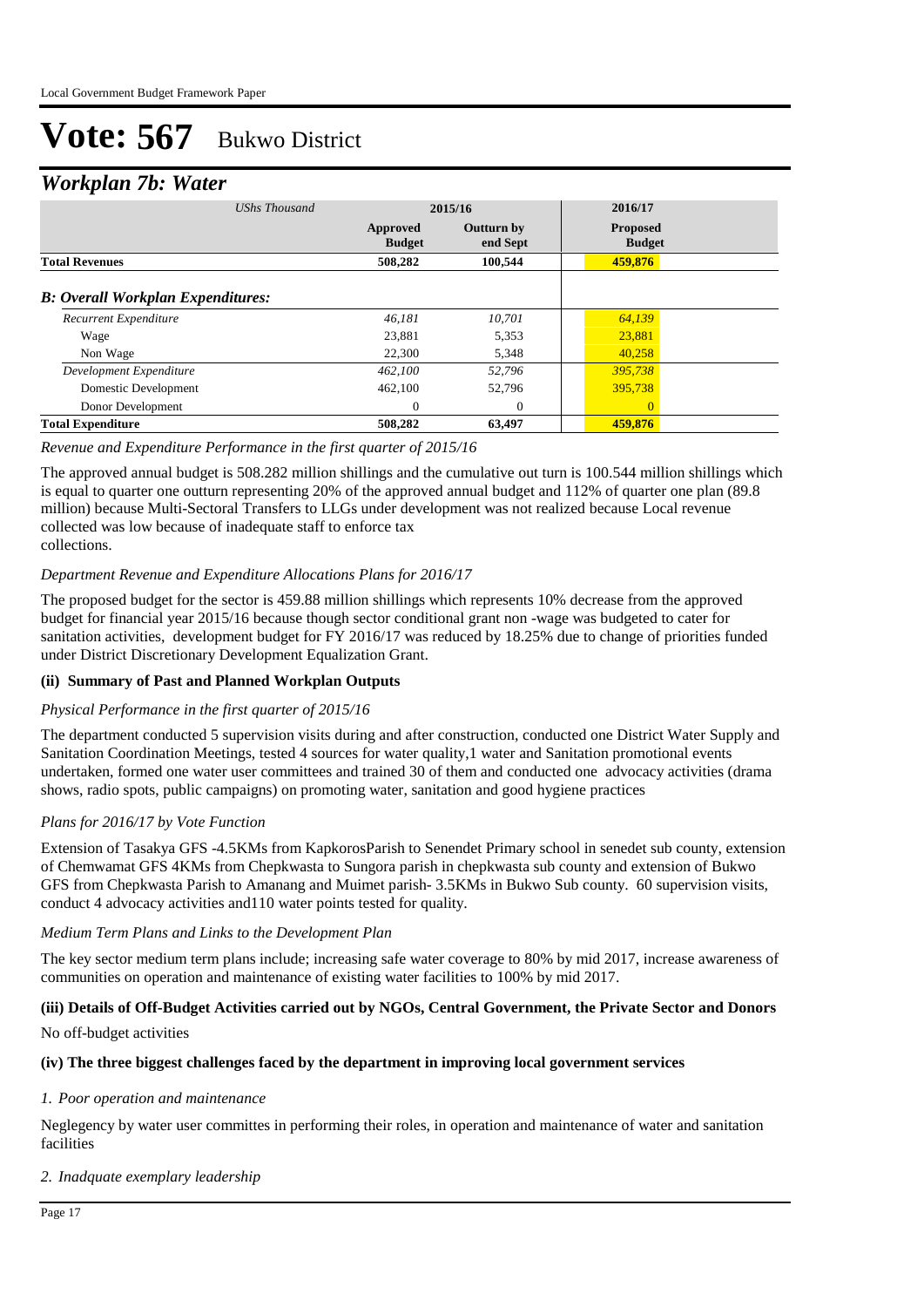# Vote: 567 Bukwo District

## *Workplan 7b: Water*

| *UShs Thousand* | 2015/16 | | 2016/17 |
|---|---|---|---|
| | **Approved Budget** | **Outturn by end Sept** | **Proposed Budget** |
| **Total Revenues** | **508,282** | **100,544** | **459,876** |
| ***B: Overall Workplan Expenditures:*** | | | |
| *Recurrent Expenditure* | *46,181* | *10,701* | *64,139* |
| Wage | 23,881 | 5,353 | 23,881 |
| Non Wage | 22,300 | 5,348 | 40,258 |
| *Development Expenditure* | *462,100* | *52,796* | *395,738* |
| Domestic Development | 462,100 | 52,796 | 395,738 |
| Donor Development | 0 | 0 | 0 |
| **Total Expenditure** | **508,282** | **63,497** | **459,876** |

*Revenue and Expenditure Performance in the first quarter of 2015/16*

The approved annual budget is 508.282 million shillings and the cumulative out turn is 100.544 million shillings which is equal to quarter one outturn representing 20% of the approved annual budget and 112% of quarter one plan (89.8 million) because Multi-Sectoral Transfers to LLGs under development was not realized because Local revenue collected was low because of inadequate staff to enforce tax
collections.

*Department Revenue and Expenditure Allocations Plans for 2016/17*

The proposed budget for the sector is 459.88 million shillings which represents 10% decrease from the approved budget for financial year 2015/16 because though sector conditional grant non -wage was budgeted to cater for sanitation activities, development budget for FY 2016/17 was reduced by 18.25% due to change of priorities funded under District Discretionary Development Equalization Grant.

### (ii) Summary of Past and Planned Workplan Outputs

*Physical Performance in the first quarter of 2015/16*

The department conducted 5 supervision visits during and after construction, conducted one District Water Supply and Sanitation Coordination Meetings, tested 4 sources for water quality,1 water and Sanitation promotional events undertaken, formed one water user committees and trained 30 of them and conducted one advocacy activities (drama shows, radio spots, public campaigns) on promoting water, sanitation and good hygiene practices

*Plans for 2016/17 by Vote Function*

Extension of Tasakya GFS -4.5KMs from KapkorosParish to Senendet Primary school in senedet sub county, extension of Chemwamat GFS 4KMs from Chepkwasta to Sungora parish in chepkwasta sub county and extension of Bukwo GFS from Chepkwasta Parish to Amanang and Muimet parish- 3.5KMs in Bukwo Sub county. 60 supervision visits, conduct 4 advocacy activities and110 water points tested for quality.

*Medium Term Plans and Links to the Development Plan*

The key sector medium term plans include; increasing safe water coverage to 80% by mid 2017, increase awareness of communities on operation and maintenance of existing water facilities to 100% by mid 2017.

### (iii) Details of Off-Budget Activities carried out by NGOs, Central Government, the Private Sector and Donors

No off-budget activities

### (iv) The three biggest challenges faced by the department in improving local government services

*1. Poor operation and maintenance*

Neglegency by water user committes in performing their roles, in operation and maintenance of water and sanitation facilities

*2. Inadquate exemplary leadership*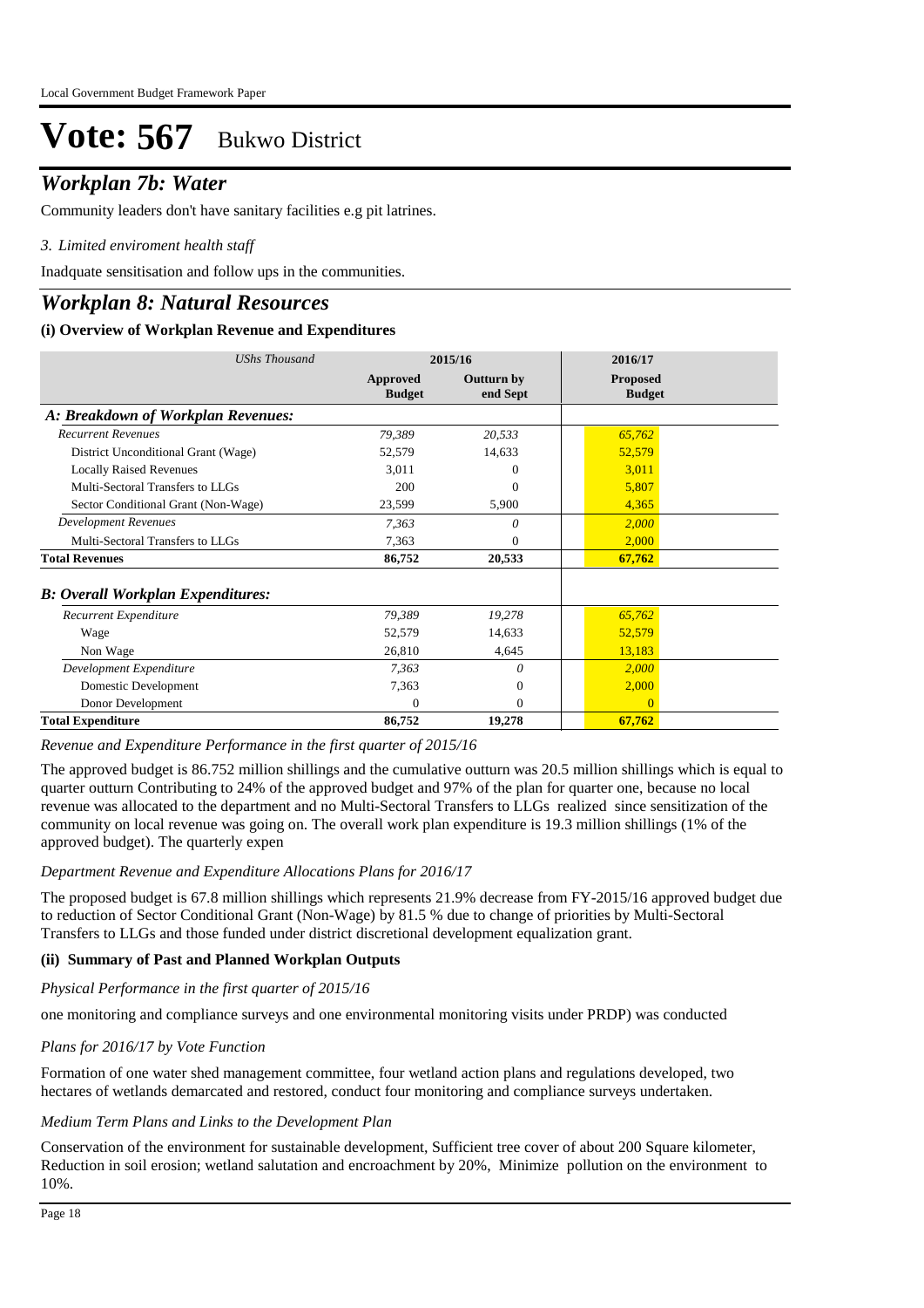# Vote: 567 Bukwo District

## *Workplan 7b: Water*

Community leaders don't have sanitary facilities e.g pit latrines.

*3. Limited enviroment health staff*

Inadquate sensitisation and follow ups in the communities.

## *Workplan 8: Natural Resources*

### (i) Overview of Workplan Revenue and Expenditures

| *UShs Thousand* | 2015/16 | | 2016/17 |
|---|---|---|---|
| | **Approved Budget** | **Outturn by end Sept** | **Proposed Budget** |
| ***A: Breakdown of Workplan Revenues:*** | | | |
| *Recurrent Revenues* | *79,389* | *20,533* | *65,762* |
| District Unconditional Grant (Wage) | 52,579 | 14,633 | 52,579 |
| Locally Raised Revenues | 3,011 | 0 | 3,011 |
| Multi-Sectoral Transfers to LLGs | 200 | 0 | 5,807 |
| Sector Conditional Grant (Non-Wage) | 23,599 | 5,900 | 4,365 |
| *Development Revenues* | *7,363* | *0* | *2,000* |
| Multi-Sectoral Transfers to LLGs | 7,363 | 0 | 2,000 |
| **Total Revenues** | **86,752** | **20,533** | **67,762** |
| ***B: Overall Workplan Expenditures:*** | | | |
| *Recurrent Expenditure* | *79,389* | *19,278* | *65,762* |
| Wage | 52,579 | 14,633 | 52,579 |
| Non Wage | 26,810 | 4,645 | 13,183 |
| *Development Expenditure* | *7,363* | *0* | *2,000* |
| Domestic Development | 7,363 | 0 | 2,000 |
| Donor Development | 0 | 0 | 0 |
| **Total Expenditure** | **86,752** | **19,278** | **67,762** |

*Revenue and Expenditure Performance in the first quarter of 2015/16*

The approved budget is 86.752 million shillings and the cumulative outturn was 20.5 million shillings which is equal to quarter outturn Contributing to 24% of the approved budget and 97% of the plan for quarter one, because no local revenue was allocated to the department and no Multi-Sectoral Transfers to LLGs realized since sensitization of the community on local revenue was going on. The overall work plan expenditure is 19.3 million shillings (1% of the approved budget). The quarterly expen

*Department Revenue and Expenditure Allocations Plans for 2016/17*

The proposed budget is 67.8 million shillings which represents 21.9% decrease from FY-2015/16 approved budget due to reduction of Sector Conditional Grant (Non-Wage) by 81.5 % due to change of priorities by Multi-Sectoral Transfers to LLGs and those funded under district discretional development equalization grant.

### (ii) Summary of Past and Planned Workplan Outputs

*Physical Performance in the first quarter of 2015/16*

one monitoring and compliance surveys and one environmental monitoring visits under PRDP) was conducted

*Plans for 2016/17 by Vote Function*

Formation of one water shed management committee, four wetland action plans and regulations developed, two hectares of wetlands demarcated and restored, conduct four monitoring and compliance surveys undertaken.

*Medium Term Plans and Links to the Development Plan*

Conservation of the environment for sustainable development, Sufficient tree cover of about 200 Square kilometer, Reduction in soil erosion; wetland salutation and encroachment by 20%, Minimize pollution on the environment to 10%.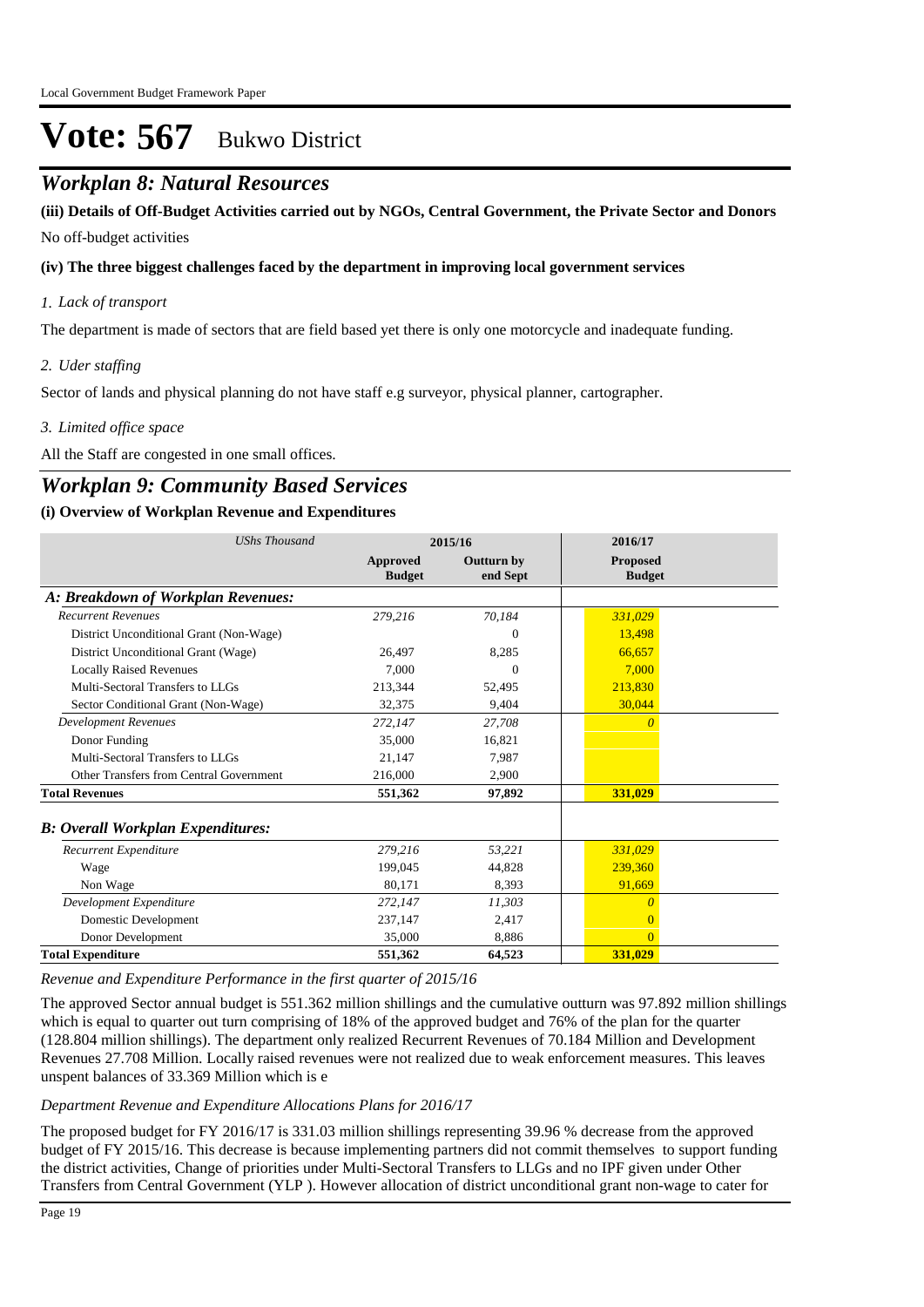# Vote: 567 Bukwo District

## Workplan 8: Natural Resources

**(iii) Details of Off-Budget Activities carried out by NGOs, Central Government, the Private Sector and Donors**

No off-budget activities

**(iv) The three biggest challenges faced by the department in improving local government services**

*1. Lack of transport*

The department is made of sectors that are field based yet there is only one motorcycle and inadequate funding.

*2. Uder staffing*

Sector of lands and physical planning do not have staff e.g surveyor, physical planner, cartographer.

*3. Limited office space*

All the Staff are congested in one small offices.

## Workplan 9: Community Based Services

**(i) Overview of Workplan Revenue and Expenditures**

| *UShs Thousand* | 2015/16 | | 2016/17 |
|---|---|---|---|
| | **Approved Budget** | **Outturn by end Sept** | **Proposed Budget** |
| ***A: Breakdown of Workplan Revenues:*** | | | |
| *Recurrent Revenues* | *279,216* | *70,184* | *331,029* |
| District Unconditional Grant (Non-Wage) | | 0 | 13,498 |
| District Unconditional Grant (Wage) | 26,497 | 8,285 | 66,657 |
| Locally Raised Revenues | 7,000 | 0 | 7,000 |
| Multi-Sectoral Transfers to LLGs | 213,344 | 52,495 | 213,830 |
| Sector Conditional Grant (Non-Wage) | 32,375 | 9,404 | 30,044 |
| *Development Revenues* | *272,147* | *27,708* | *0* |
| Donor Funding | 35,000 | 16,821 | |
| Multi-Sectoral Transfers to LLGs | 21,147 | 7,987 | |
| Other Transfers from Central Government | 216,000 | 2,900 | |
| **Total Revenues** | **551,362** | **97,892** | **331,029** |
| ***B: Overall Workplan Expenditures:*** | | | |
| *Recurrent Expenditure* | *279,216* | *53,221* | *331,029* |
| Wage | 199,045 | 44,828 | 239,360 |
| Non Wage | 80,171 | 8,393 | 91,669 |
| *Development Expenditure* | *272,147* | *11,303* | *0* |
| Domestic Development | 237,147 | 2,417 | 0 |
| Donor Development | 35,000 | 8,886 | 0 |
| **Total Expenditure** | **551,362** | **64,523** | **331,029** |

*Revenue and Expenditure Performance in the first quarter of 2015/16*

The approved Sector annual budget is 551.362 million shillings and the cumulative outturn was 97.892 million shillings which is equal to quarter out turn comprising of 18% of the approved budget and 76% of the plan for the quarter (128.804 million shillings). The department only realized Recurrent Revenues of 70.184 Million and Development Revenues 27.708 Million. Locally raised revenues were not realized due to weak enforcement measures. This leaves unspent balances of 33.369 Million which is e

*Department Revenue and Expenditure Allocations Plans for 2016/17*

The proposed budget for FY 2016/17 is 331.03 million shillings representing 39.96 % decrease from the approved budget of FY 2015/16. This decrease is because implementing partners did not commit themselves to support funding the district activities, Change of priorities under Multi-Sectoral Transfers to LLGs and no IPF given under Other Transfers from Central Government (YLP ). However allocation of district unconditional grant non-wage to cater for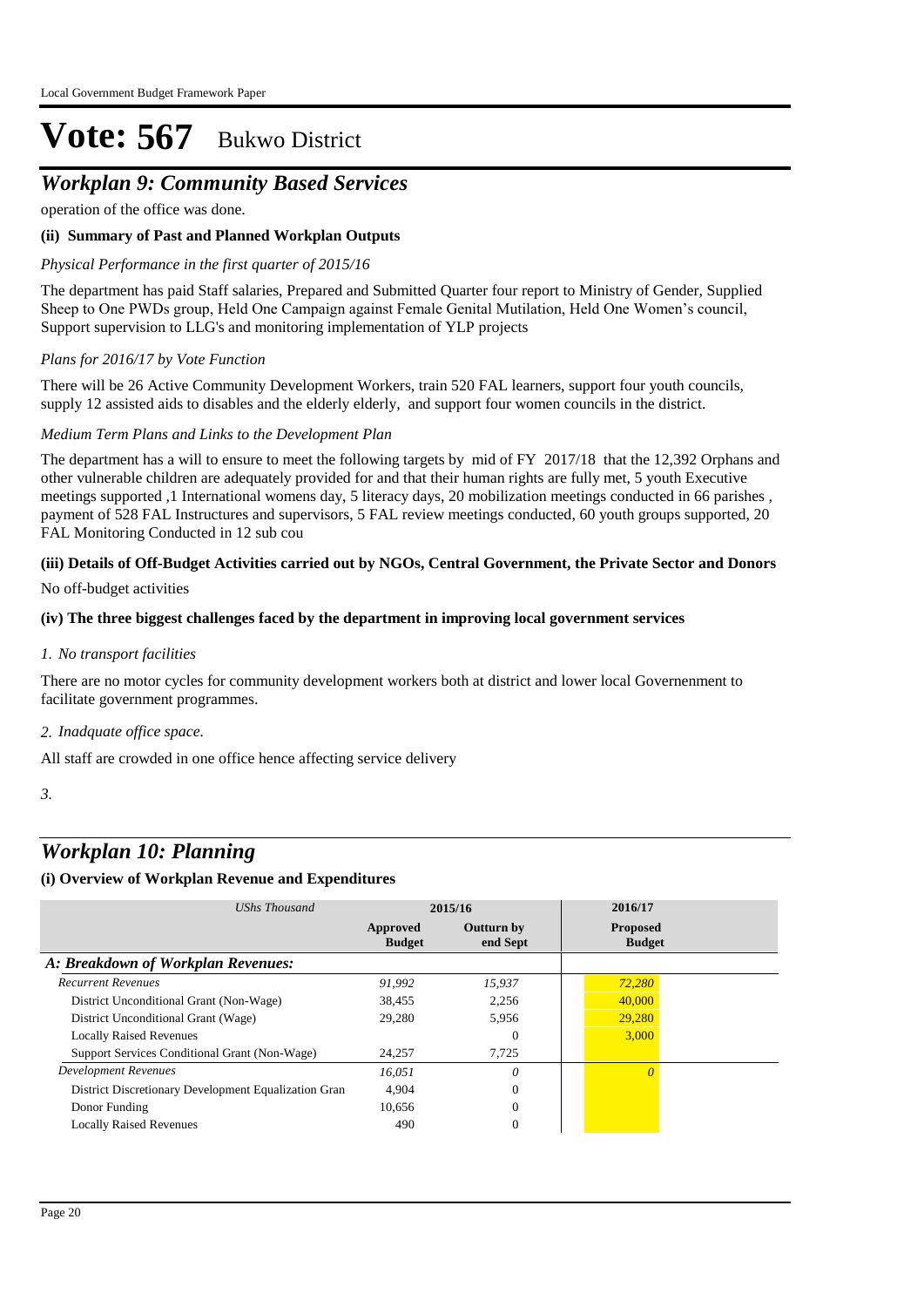# Vote: 567 Bukwo District

## *Workplan 9: Community Based Services*

operation of the office was done.

**(ii) Summary of Past and Planned Workplan Outputs**

*Physical Performance in the first quarter of 2015/16*

The department has paid Staff salaries, Prepared and Submitted Quarter four report to Ministry of Gender, Supplied Sheep to One PWDs group, Held One Campaign against Female Genital Mutilation, Held One Women's council, Support supervision to LLG's and monitoring implementation of YLP projects

*Plans for 2016/17 by Vote Function*

There will be 26 Active Community Development Workers, train 520 FAL learners, support four youth councils, supply 12 assisted aids to disables and the elderly elderly, and support four women councils in the district.

*Medium Term Plans and Links to the Development Plan*

The department has a will to ensure to meet the following targets by mid of FY 2017/18 that the 12,392 Orphans and other vulnerable children are adequately provided for and that their human rights are fully met, 5 youth Executive meetings supported ,1 International womens day, 5 literacy days, 20 mobilization meetings conducted in 66 parishes , payment of 528 FAL Instructures and supervisors, 5 FAL review meetings conducted, 60 youth groups supported, 20 FAL Monitoring Conducted in 12 sub cou

**(iii) Details of Off-Budget Activities carried out by NGOs, Central Government, the Private Sector and Donors**

No off-budget activities

**(iv) The three biggest challenges faced by the department in improving local government services**

*1. No transport facilities*

There are no motor cycles for community development workers both at district and lower local Governenment to facilitate government programmes.

*2. Inadquate office space.*

All staff are crowded in one office hence affecting service delivery

*3.*

## *Workplan 10: Planning*

**(i) Overview of Workplan Revenue and Expenditures**

| *UShs Thousand* | 2015/16 | | 2016/17 |
|---|---|---|---|
| | **Approved Budget** | **Outturn by end Sept** | **Proposed Budget** |
| ***A: Breakdown of Workplan Revenues:*** | | | |
| *Recurrent Revenues* | *91,992* | *15,937* | *72,280* |
| District Unconditional Grant (Non-Wage) | 38,455 | 2,256 | 40,000 |
| District Unconditional Grant (Wage) | 29,280 | 5,956 | 29,280 |
| Locally Raised Revenues | | 0 | 3,000 |
| Support Services Conditional Grant (Non-Wage) | 24,257 | 7,725 | |
| *Development Revenues* | *16,051* | *0* | *0* |
| District Discretionary Development Equalization Gran | 4,904 | 0 | |
| Donor Funding | 10,656 | 0 | |
| Locally Raised Revenues | 490 | 0 | |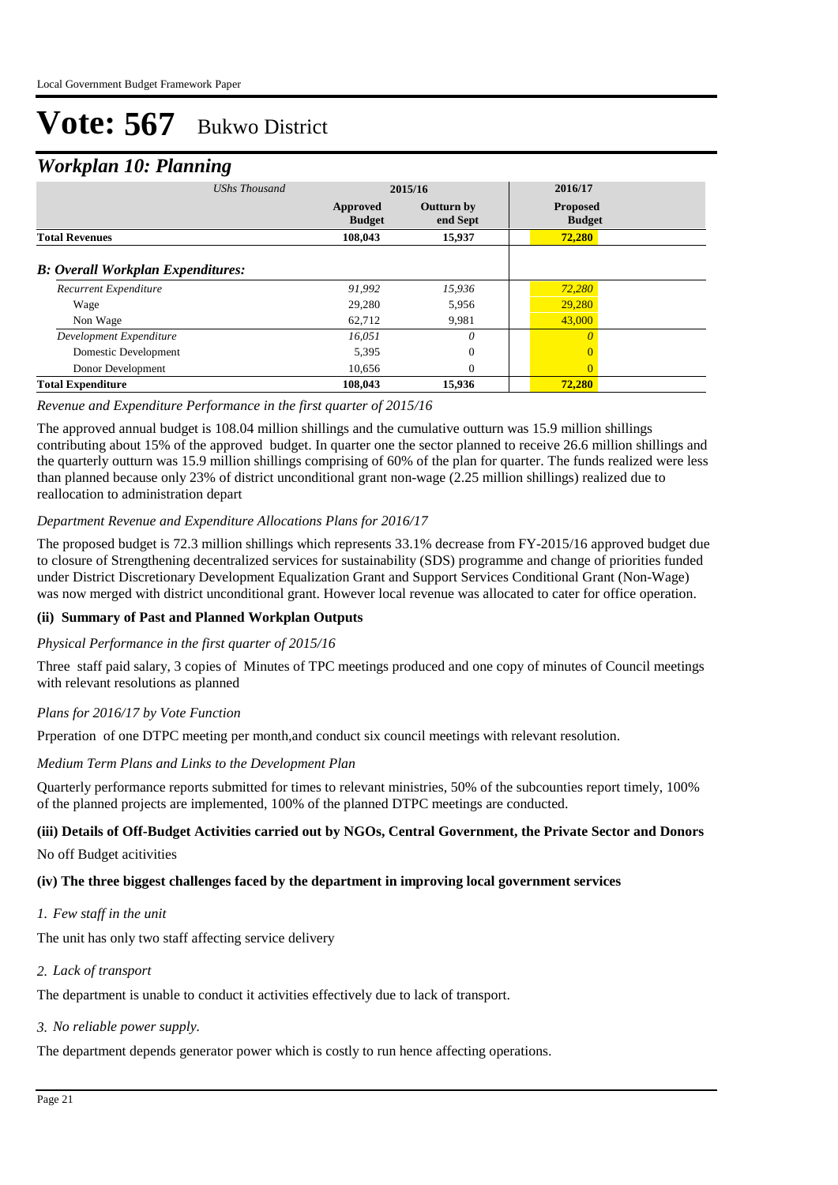# Vote: 567 Bukwo District

## *Workplan 10: Planning*

| *UShs Thousand* | 2015/16 | | 2016/17 |
|---|---|---|---|
| | **Approved Budget** | **Outturn by end Sept** | **Proposed Budget** |
| **Total Revenues** | **108,043** | **15,937** | **72,280** |
| ***B: Overall Workplan Expenditures:*** | | | |
| *Recurrent Expenditure* | *91,992* | *15,936* | *72,280* |
| Wage | 29,280 | 5,956 | 29,280 |
| Non Wage | 62,712 | 9,981 | 43,000 |
| *Development Expenditure* | *16,051* | *0* | *0* |
| Domestic Development | 5,395 | 0 | 0 |
| Donor Development | 10,656 | 0 | 0 |
| **Total Expenditure** | **108,043** | **15,936** | **72,280** |

*Revenue and Expenditure Performance in the first quarter of 2015/16*

The approved annual budget is 108.04 million shillings and the cumulative outturn was 15.9 million shillings contributing about 15% of the approved budget. In quarter one the sector planned to receive 26.6 million shillings and the quarterly outturn was 15.9 million shillings comprising of 60% of the plan for quarter. The funds realized were less than planned because only 23% of district unconditional grant non-wage (2.25 million shillings) realized due to reallocation to administration depart

*Department Revenue and Expenditure Allocations Plans for 2016/17*

The proposed budget is 72.3 million shillings which represents 33.1% decrease from FY-2015/16 approved budget due to closure of Strengthening decentralized services for sustainability (SDS) programme and change of priorities funded under District Discretionary Development Equalization Grant and Support Services Conditional Grant (Non-Wage) was now merged with district unconditional grant. However local revenue was allocated to cater for office operation.

**(ii) Summary of Past and Planned Workplan Outputs**

*Physical Performance in the first quarter of 2015/16*

Three staff paid salary, 3 copies of Minutes of TPC meetings produced and one copy of minutes of Council meetings with relevant resolutions as planned

*Plans for 2016/17 by Vote Function*

Prperation of one DTPC meeting per month,and conduct six council meetings with relevant resolution.

*Medium Term Plans and Links to the Development Plan*

Quarterly performance reports submitted for times to relevant ministries, 50% of the subcounties report timely, 100% of the planned projects are implemented, 100% of the planned DTPC meetings are conducted.

**(iii) Details of Off-Budget Activities carried out by NGOs, Central Government, the Private Sector and Donors**

No off Budget acitivities

**(iv) The three biggest challenges faced by the department in improving local government services**

*1. Few staff in the unit*

The unit has only two staff affecting service delivery

*2. Lack of transport*

The department is unable to conduct it activities effectively due to lack of transport.

*3. No reliable power supply.*

The department depends generator power which is costly to run hence affecting operations.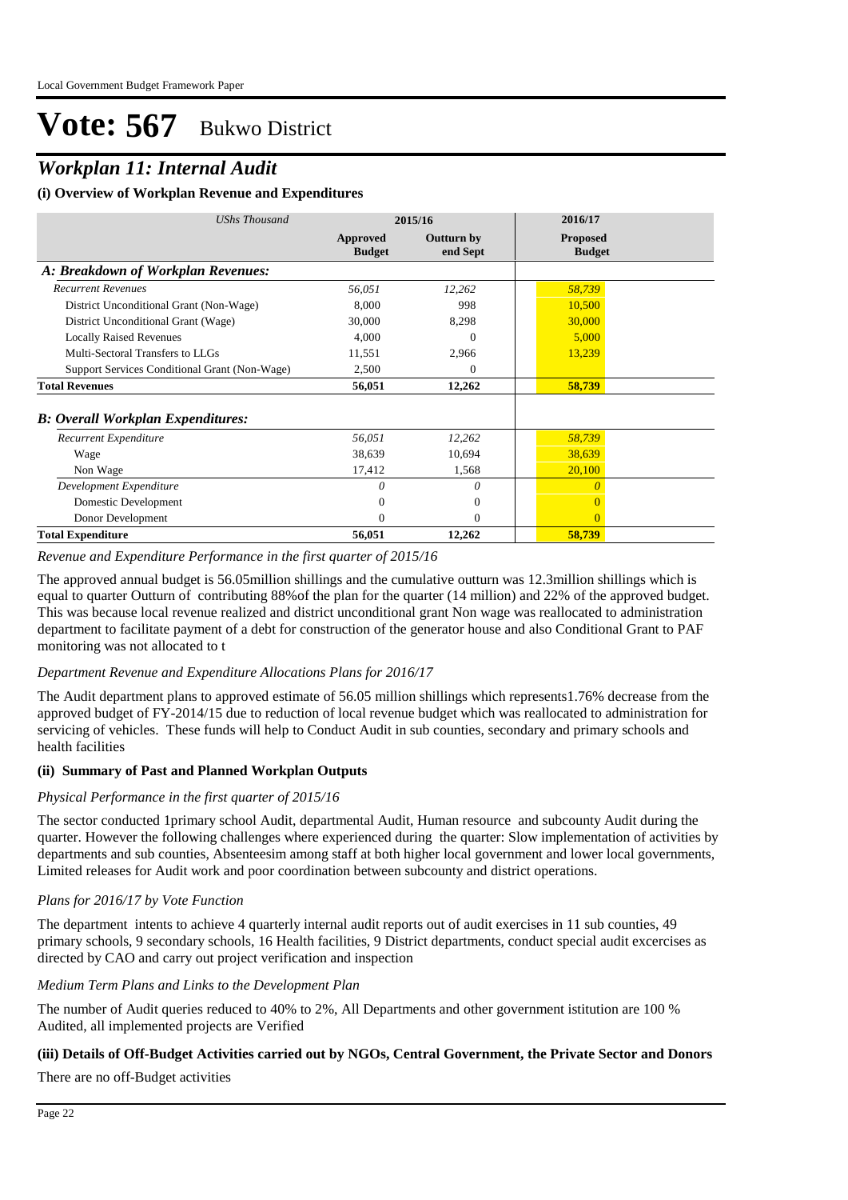# Vote: 567 Bukwo District

## *Workplan 11: Internal Audit*

### (i) Overview of Workplan Revenue and Expenditures

| *UShs Thousand* | 2015/16 | | 2016/17 |
|---|---|---|---|
| | **Approved Budget** | **Outturn by end Sept** | **Proposed Budget** |
| ***A: Breakdown of Workplan Revenues:*** | | | |
| *Recurrent Revenues* | *56,051* | *12,262* | *58,739* |
| District Unconditional Grant (Non-Wage) | 8,000 | 998 | 10,500 |
| District Unconditional Grant (Wage) | 30,000 | 8,298 | 30,000 |
| Locally Raised Revenues | 4,000 | 0 | 5,000 |
| Multi-Sectoral Transfers to LLGs | 11,551 | 2,966 | 13,239 |
| Support Services Conditional Grant (Non-Wage) | 2,500 | 0 | |
| **Total Revenues** | **56,051** | **12,262** | **58,739** |
| ***B: Overall Workplan Expenditures:*** | | | |
| *Recurrent Expenditure* | *56,051* | *12,262* | *58,739* |
| Wage | 38,639 | 10,694 | 38,639 |
| Non Wage | 17,412 | 1,568 | 20,100 |
| *Development Expenditure* | *0* | *0* | *0* |
| Domestic Development | 0 | 0 | 0 |
| Donor Development | 0 | 0 | 0 |
| **Total Expenditure** | **56,051** | **12,262** | **58,739** |

*Revenue and Expenditure Performance in the first quarter of 2015/16*

The approved annual budget is 56.05million shillings and the cumulative outturn was 12.3million shillings which is equal to quarter Outturn of contributing 88%of the plan for the quarter (14 million) and 22% of the approved budget. This was because local revenue realized and district unconditional grant Non wage was reallocated to administration department to facilitate payment of a debt for construction of the generator house and also Conditional Grant to PAF monitoring was not allocated to t

*Department Revenue and Expenditure Allocations Plans for 2016/17*

The Audit department plans to approved estimate of 56.05 million shillings which represents1.76% decrease from the approved budget of FY-2014/15 due to reduction of local revenue budget which was reallocated to administration for servicing of vehicles. These funds will help to Conduct Audit in sub counties, secondary and primary schools and health facilities

### (ii) Summary of Past and Planned Workplan Outputs

*Physical Performance in the first quarter of 2015/16*

The sector conducted 1primary school Audit, departmental Audit, Human resource and subcounty Audit during the quarter. However the following challenges where experienced during the quarter: Slow implementation of activities by departments and sub counties, Absenteesim among staff at both higher local government and lower local governments, Limited releases for Audit work and poor coordination between subcounty and district operations.

*Plans for 2016/17 by Vote Function*

The department intents to achieve 4 quarterly internal audit reports out of audit exercises in 11 sub counties, 49 primary schools, 9 secondary schools, 16 Health facilities, 9 District departments, conduct special audit excercises as directed by CAO and carry out project verification and inspection

*Medium Term Plans and Links to the Development Plan*

The number of Audit queries reduced to 40% to 2%, All Departments and other government istitution are 100 % Audited, all implemented projects are Verified

### (iii) Details of Off-Budget Activities carried out by NGOs, Central Government, the Private Sector and Donors

There are no off-Budget activities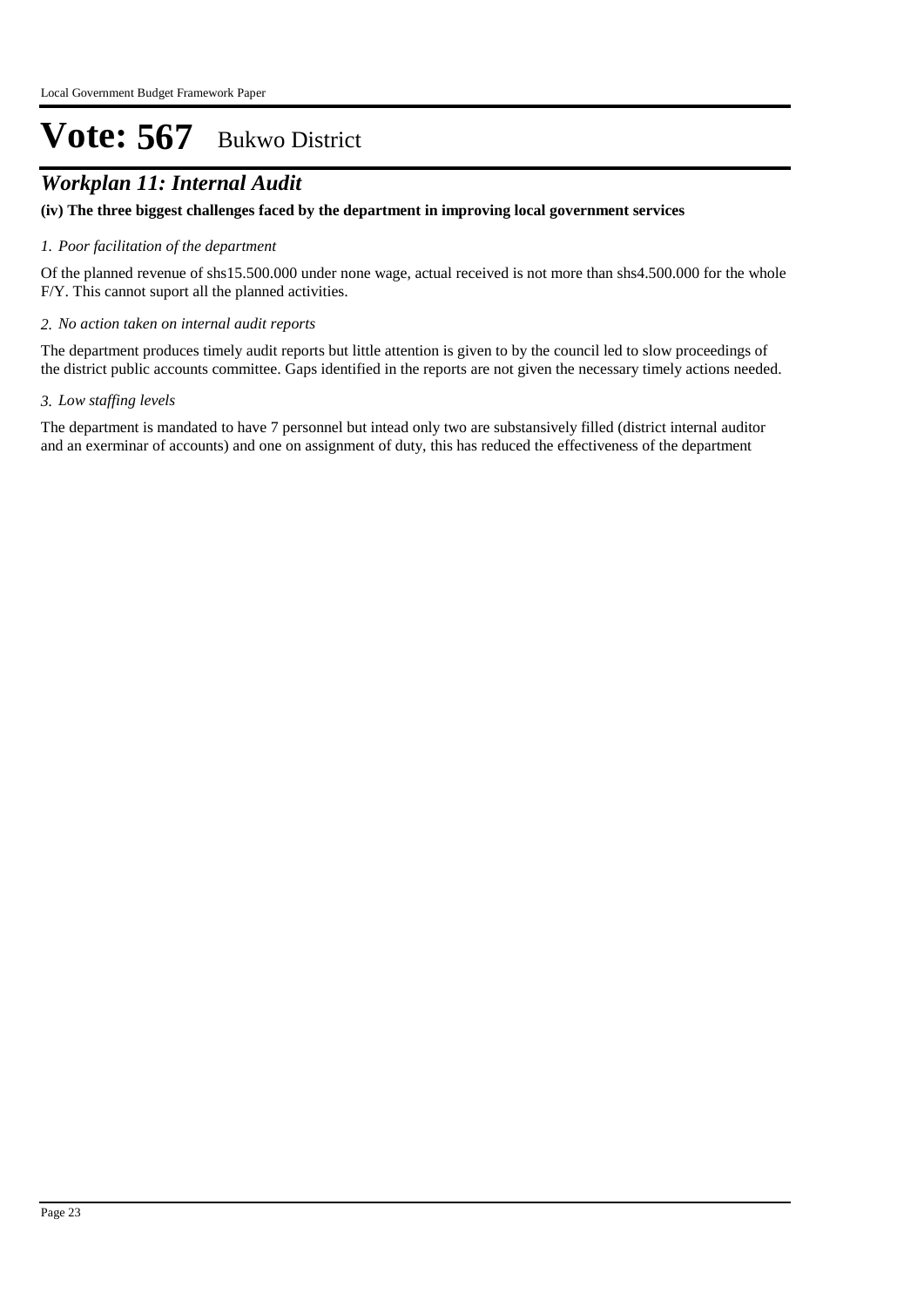# Vote: 567 Bukwo District

## *Workplan 11: Internal Audit*

**(iv) The three biggest challenges faced by the department in improving local government services**

*1. Poor facilitation of the department*

Of the planned revenue of shs15.500.000 under none wage, actual received is not more than shs4.500.000 for the whole F/Y. This cannot suport all the planned activities.

*2. No action taken on internal audit reports*

The department produces timely audit reports but little attention is given to by the council led to slow proceedings of the district public accounts committee. Gaps identified in the reports are not given the necessary timely actions needed.

*3. Low staffing levels*

The department is mandated to have 7 personnel but intead only two are substansively filled (district internal auditor and an exerminar of accounts) and one on assignment of duty, this has reduced the effectiveness of the department